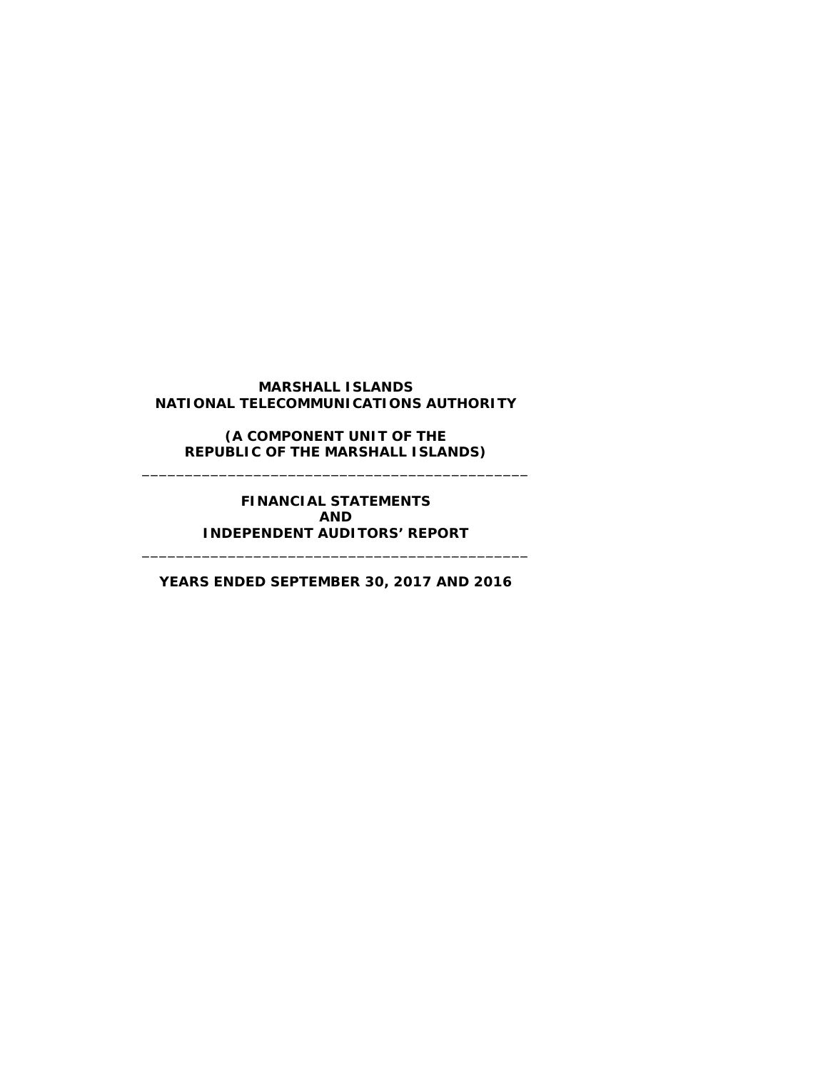# MARSHALL ISLANDS
# NATIONAL TELECOMMUNICATIONS AUTHORITY

**(A COMPONENT UNIT OF THE REPUBLIC OF THE MARSHALL ISLANDS)**

---

**FINANCIAL STATEMENTS**
**AND**
**INDEPENDENT AUDITORS' REPORT**

---

**YEARS ENDED SEPTEMBER 30, 2017 AND 2016**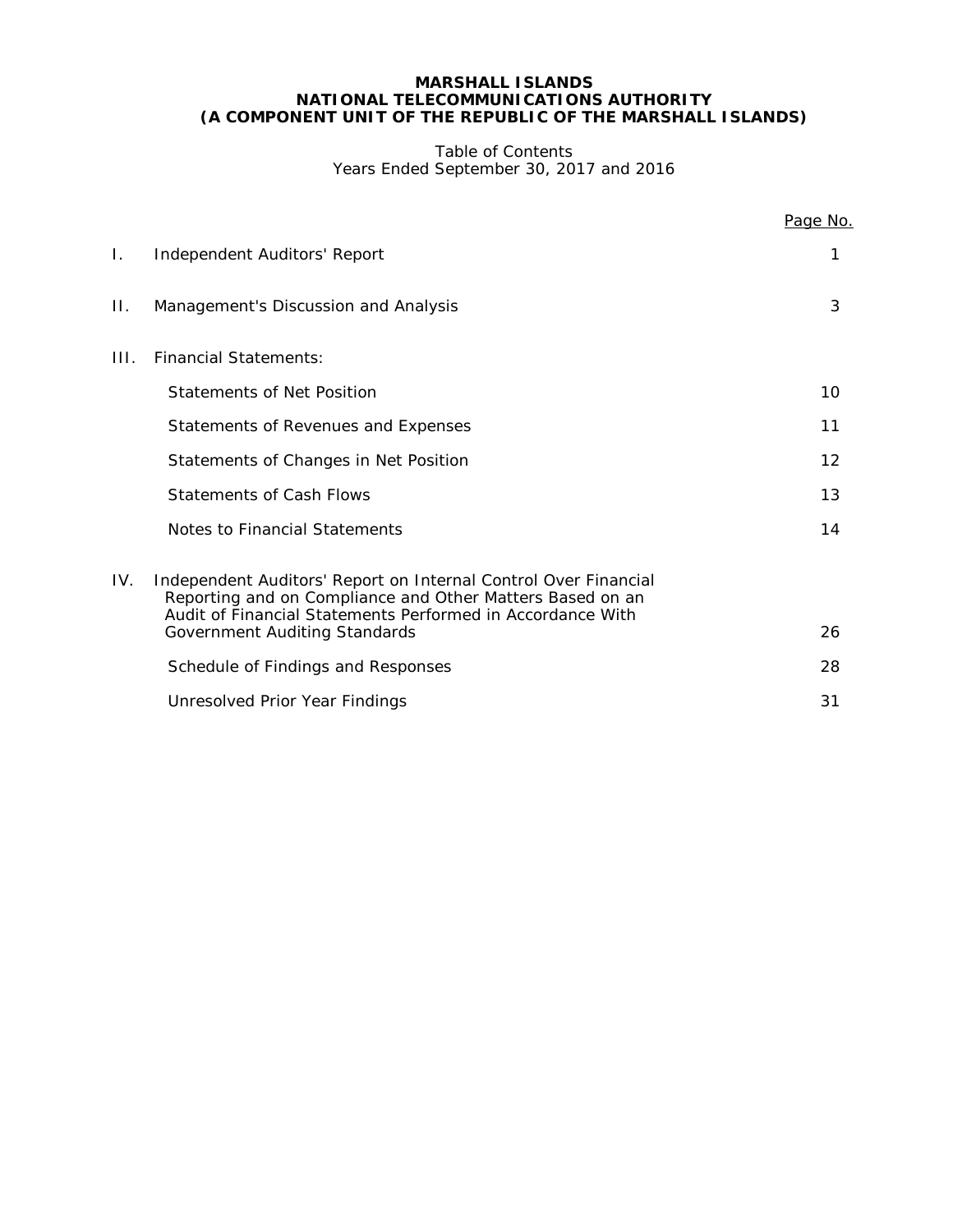# MARSHALL ISLANDS
# NATIONAL TELECOMMUNICATIONS AUTHORITY
# (A COMPONENT UNIT OF THE REPUBLIC OF THE MARSHALL ISLANDS)

Table of Contents
Years Ended September 30, 2017 and 2016

| | | Page No. |
|---|---|---|
| I. | Independent Auditors' Report | 1 |
| II. | Management's Discussion and Analysis | 3 |
| III. | Financial Statements: | |
| | Statements of Net Position | 10 |
| | Statements of Revenues and Expenses | 11 |
| | Statements of Changes in Net Position | 12 |
| | Statements of Cash Flows | 13 |
| | Notes to Financial Statements | 14 |
| IV. | Independent Auditors' Report on Internal Control Over Financial Reporting and on Compliance and Other Matters Based on an Audit of Financial Statements Performed in Accordance With Government Auditing Standards | 26 |
| | Schedule of Findings and Responses | 28 |
| | Unresolved Prior Year Findings | 31 |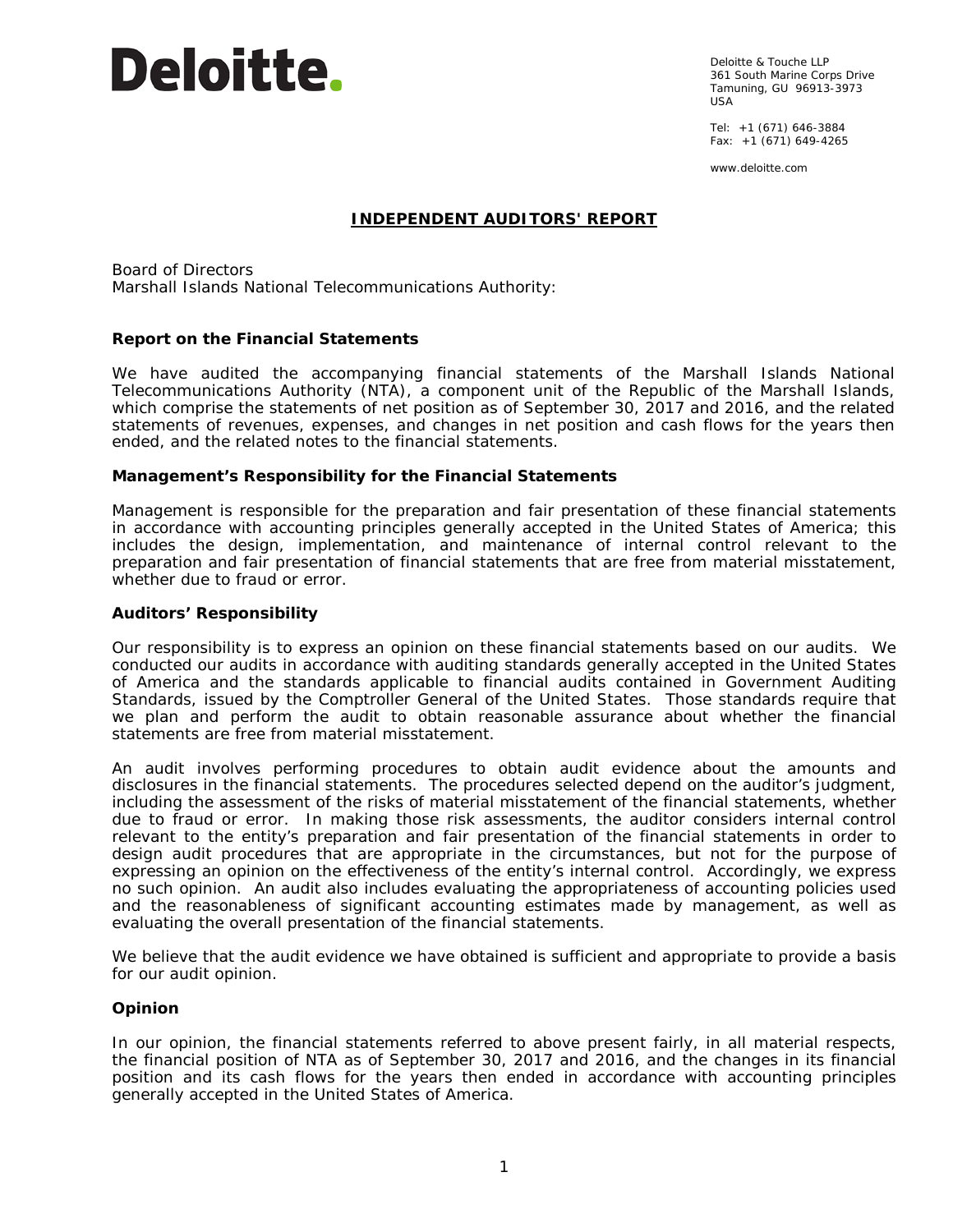Deloitte.

Deloitte & Touche LLP
361 South Marine Corps Drive
Tamuning, GU 96913-3973
USA

Tel: +1 (671) 646-3884
Fax: +1 (671) 649-4265

www.deloitte.com

# INDEPENDENT AUDITORS' REPORT

Board of Directors
Marshall Islands National Telecommunications Authority:

## Report on the Financial Statements

We have audited the accompanying financial statements of the Marshall Islands National Telecommunications Authority (NTA), a component unit of the Republic of the Marshall Islands, which comprise the statements of net position as of September 30, 2017 and 2016, and the related statements of revenues, expenses, and changes in net position and cash flows for the years then ended, and the related notes to the financial statements.

## Management's Responsibility for the Financial Statements

Management is responsible for the preparation and fair presentation of these financial statements in accordance with accounting principles generally accepted in the United States of America; this includes the design, implementation, and maintenance of internal control relevant to the preparation and fair presentation of financial statements that are free from material misstatement, whether due to fraud or error.

## Auditors' Responsibility

Our responsibility is to express an opinion on these financial statements based on our audits. We conducted our audits in accordance with auditing standards generally accepted in the United States of America and the standards applicable to financial audits contained in Government Auditing Standards, issued by the Comptroller General of the United States. Those standards require that we plan and perform the audit to obtain reasonable assurance about whether the financial statements are free from material misstatement.

An audit involves performing procedures to obtain audit evidence about the amounts and disclosures in the financial statements. The procedures selected depend on the auditor's judgment, including the assessment of the risks of material misstatement of the financial statements, whether due to fraud or error. In making those risk assessments, the auditor considers internal control relevant to the entity's preparation and fair presentation of the financial statements in order to design audit procedures that are appropriate in the circumstances, but not for the purpose of expressing an opinion on the effectiveness of the entity's internal control. Accordingly, we express no such opinion. An audit also includes evaluating the appropriateness of accounting policies used and the reasonableness of significant accounting estimates made by management, as well as evaluating the overall presentation of the financial statements.

We believe that the audit evidence we have obtained is sufficient and appropriate to provide a basis for our audit opinion.

## Opinion

In our opinion, the financial statements referred to above present fairly, in all material respects, the financial position of NTA as of September 30, 2017 and 2016, and the changes in its financial position and its cash flows for the years then ended in accordance with accounting principles generally accepted in the United States of America.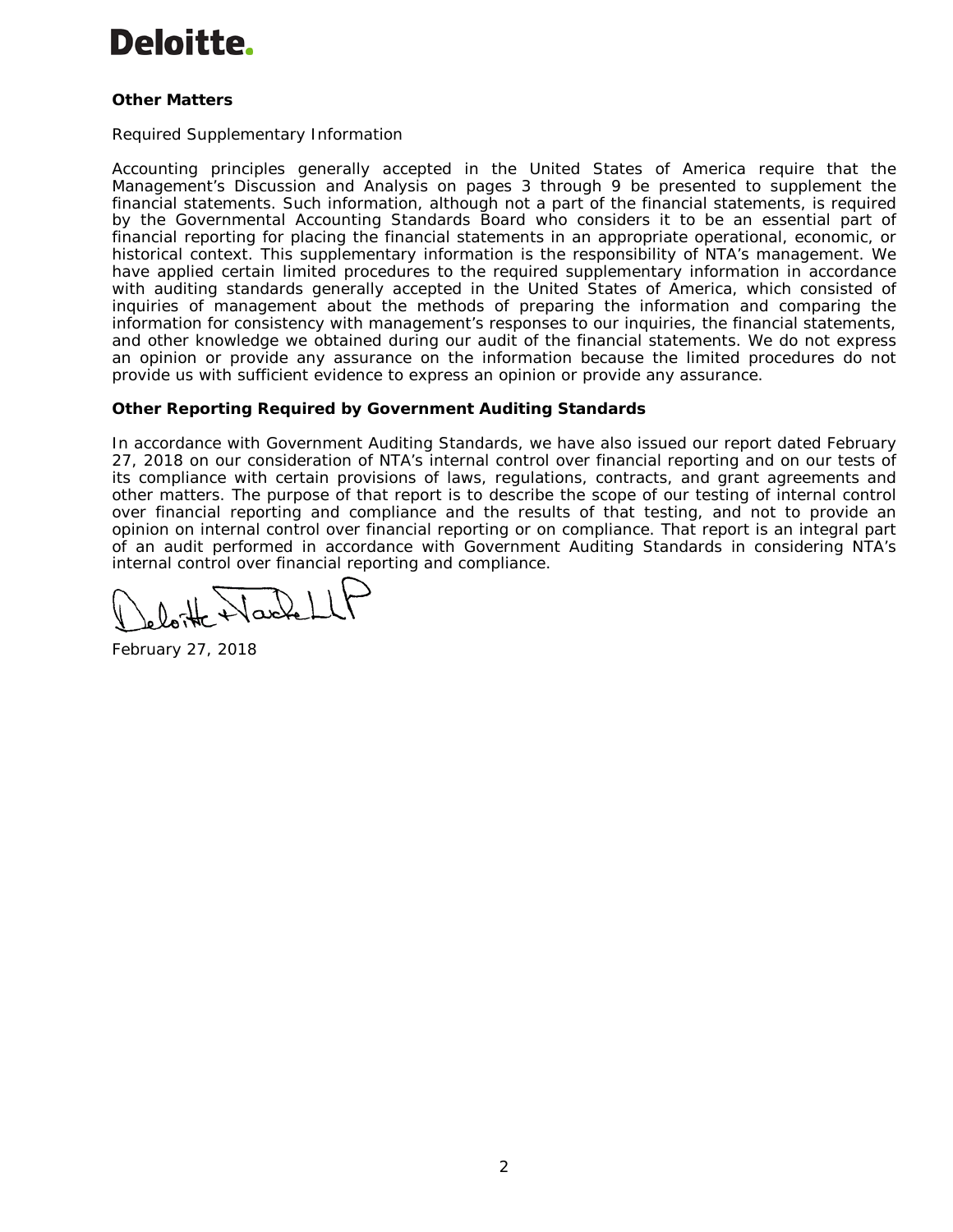**Deloitte.**

**Other Matters**

Required Supplementary Information

Accounting principles generally accepted in the United States of America require that the Management's Discussion and Analysis on pages 3 through 9 be presented to supplement the financial statements. Such information, although not a part of the financial statements, is required by the Governmental Accounting Standards Board who considers it to be an essential part of financial reporting for placing the financial statements in an appropriate operational, economic, or historical context. This supplementary information is the responsibility of NTA's management. We have applied certain limited procedures to the required supplementary information in accordance with auditing standards generally accepted in the United States of America, which consisted of inquiries of management about the methods of preparing the information and comparing the information for consistency with management's responses to our inquiries, the financial statements, and other knowledge we obtained during our audit of the financial statements. We do not express an opinion or provide any assurance on the information because the limited procedures do not provide us with sufficient evidence to express an opinion or provide any assurance.

**Other Reporting Required by Government Auditing Standards**

In accordance with Government Auditing Standards, we have also issued our report dated February 27, 2018 on our consideration of NTA's internal control over financial reporting and on our tests of its compliance with certain provisions of laws, regulations, contracts, and grant agreements and other matters. The purpose of that report is to describe the scope of our testing of internal control over financial reporting and compliance and the results of that testing, and not to provide an opinion on internal control over financial reporting or on compliance. That report is an integral part of an audit performed in accordance with Government Auditing Standards in considering NTA's internal control over financial reporting and compliance.

Deloitte & Touche LLP

February 27, 2018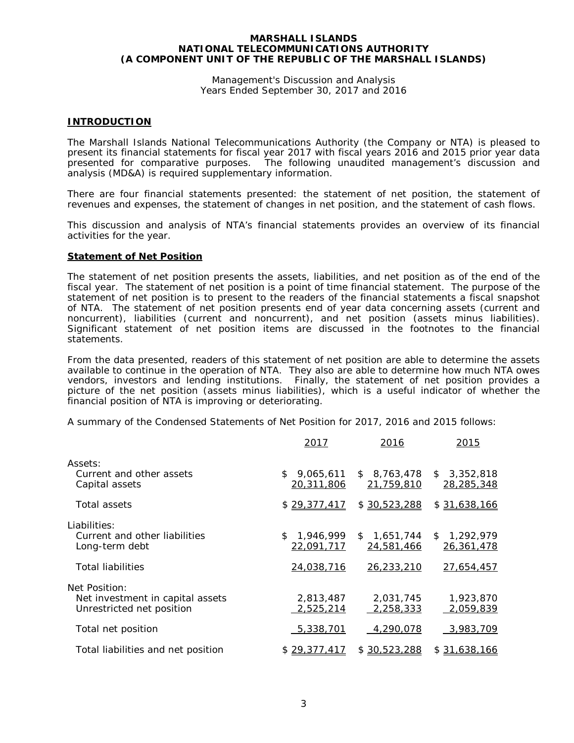**MARSHALL ISLANDS**
**NATIONAL TELECOMMUNICATIONS AUTHORITY**
**(A COMPONENT UNIT OF THE REPUBLIC OF THE MARSHALL ISLANDS)**

Management's Discussion and Analysis
Years Ended September 30, 2017 and 2016

## INTRODUCTION

The Marshall Islands National Telecommunications Authority (the Company or NTA) is pleased to present its financial statements for fiscal year 2017 with fiscal years 2016 and 2015 prior year data presented for comparative purposes. The following unaudited management's discussion and analysis (MD&A) is required supplementary information.

There are four financial statements presented: the statement of net position, the statement of revenues and expenses, the statement of changes in net position, and the statement of cash flows.

This discussion and analysis of NTA's financial statements provides an overview of its financial activities for the year.

### Statement of Net Position

The statement of net position presents the assets, liabilities, and net position as of the end of the fiscal year. The statement of net position is a point of time financial statement. The purpose of the statement of net position is to present to the readers of the financial statements a fiscal snapshot of NTA. The statement of net position presents end of year data concerning assets (current and noncurrent), liabilities (current and noncurrent), and net position (assets minus liabilities). Significant statement of net position items are discussed in the footnotes to the financial statements.

From the data presented, readers of this statement of net position are able to determine the assets available to continue in the operation of NTA. They also are able to determine how much NTA owes vendors, investors and lending institutions. Finally, the statement of net position provides a picture of the net position (assets minus liabilities), which is a useful indicator of whether the financial position of NTA is improving or deteriorating.

A summary of the Condensed Statements of Net Position for 2017, 2016 and 2015 follows:

| | 2017 | 2016 | 2015 |
|---|---|---|---|
| Assets: | | | |
| Current and other assets | $ 9,065,611 | $ 8,763,478 | $ 3,352,818 |
| Capital assets | 20,311,806 | 21,759,810 | 28,285,348 |
| Total assets | $ 29,377,417 | $ 30,523,288 | $ 31,638,166 |
| Liabilities: | | | |
| Current and other liabilities | $ 1,946,999 | $ 1,651,744 | $ 1,292,979 |
| Long-term debt | 22,091,717 | 24,581,466 | 26,361,478 |
| Total liabilities | 24,038,716 | 26,233,210 | 27,654,457 |
| Net Position: | | | |
| Net investment in capital assets | 2,813,487 | 2,031,745 | 1,923,870 |
| Unrestricted net position | 2,525,214 | 2,258,333 | 2,059,839 |
| Total net position | 5,338,701 | 4,290,078 | 3,983,709 |
| Total liabilities and net position | $ 29,377,417 | $ 30,523,288 | $ 31,638,166 |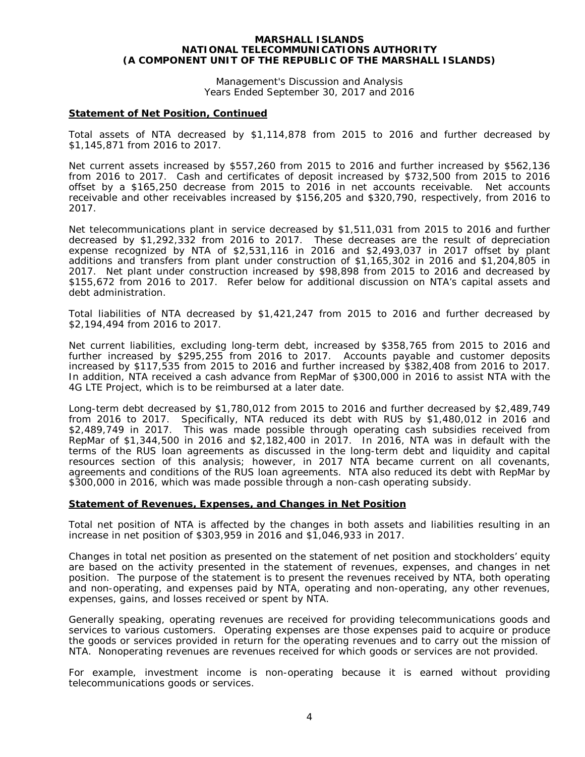**MARSHALL ISLANDS NATIONAL TELECOMMUNICATIONS AUTHORITY (A COMPONENT UNIT OF THE REPUBLIC OF THE MARSHALL ISLANDS)**

Management's Discussion and Analysis
Years Ended September 30, 2017 and 2016

## Statement of Net Position, Continued

Total assets of NTA decreased by $1,114,878 from 2015 to 2016 and further decreased by $1,145,871 from 2016 to 2017.

Net current assets increased by $557,260 from 2015 to 2016 and further increased by $562,136 from 2016 to 2017. Cash and certificates of deposit increased by $732,500 from 2015 to 2016 offset by a $165,250 decrease from 2015 to 2016 in net accounts receivable. Net accounts receivable and other receivables increased by $156,205 and $320,790, respectively, from 2016 to 2017.

Net telecommunications plant in service decreased by $1,511,031 from 2015 to 2016 and further decreased by $1,292,332 from 2016 to 2017. These decreases are the result of depreciation expense recognized by NTA of $2,531,116 in 2016 and $2,493,037 in 2017 offset by plant additions and transfers from plant under construction of $1,165,302 in 2016 and $1,204,805 in 2017. Net plant under construction increased by $98,898 from 2015 to 2016 and decreased by $155,672 from 2016 to 2017. Refer below for additional discussion on NTA's capital assets and debt administration.

Total liabilities of NTA decreased by $1,421,247 from 2015 to 2016 and further decreased by $2,194,494 from 2016 to 2017.

Net current liabilities, excluding long-term debt, increased by $358,765 from 2015 to 2016 and further increased by $295,255 from 2016 to 2017. Accounts payable and customer deposits increased by $117,535 from 2015 to 2016 and further increased by $382,408 from 2016 to 2017. In addition, NTA received a cash advance from RepMar of $300,000 in 2016 to assist NTA with the 4G LTE Project, which is to be reimbursed at a later date.

Long-term debt decreased by $1,780,012 from 2015 to 2016 and further decreased by $2,489,749 from 2016 to 2017. Specifically, NTA reduced its debt with RUS by $1,480,012 in 2016 and $2,489,749 in 2017. This was made possible through operating cash subsidies received from RepMar of $1,344,500 in 2016 and $2,182,400 in 2017. In 2016, NTA was in default with the terms of the RUS loan agreements as discussed in the long-term debt and liquidity and capital resources section of this analysis; however, in 2017 NTA became current on all covenants, agreements and conditions of the RUS loan agreements. NTA also reduced its debt with RepMar by $300,000 in 2016, which was made possible through a non-cash operating subsidy.

## Statement of Revenues, Expenses, and Changes in Net Position

Total net position of NTA is affected by the changes in both assets and liabilities resulting in an increase in net position of $303,959 in 2016 and $1,046,933 in 2017.

Changes in total net position as presented on the statement of net position and stockholders' equity are based on the activity presented in the statement of revenues, expenses, and changes in net position. The purpose of the statement is to present the revenues received by NTA, both operating and non-operating, and expenses paid by NTA, operating and non-operating, any other revenues, expenses, gains, and losses received or spent by NTA.

Generally speaking, operating revenues are received for providing telecommunications goods and services to various customers. Operating expenses are those expenses paid to acquire or produce the goods or services provided in return for the operating revenues and to carry out the mission of NTA. Nonoperating revenues are revenues received for which goods or services are not provided.

For example, investment income is non-operating because it is earned without providing telecommunications goods or services.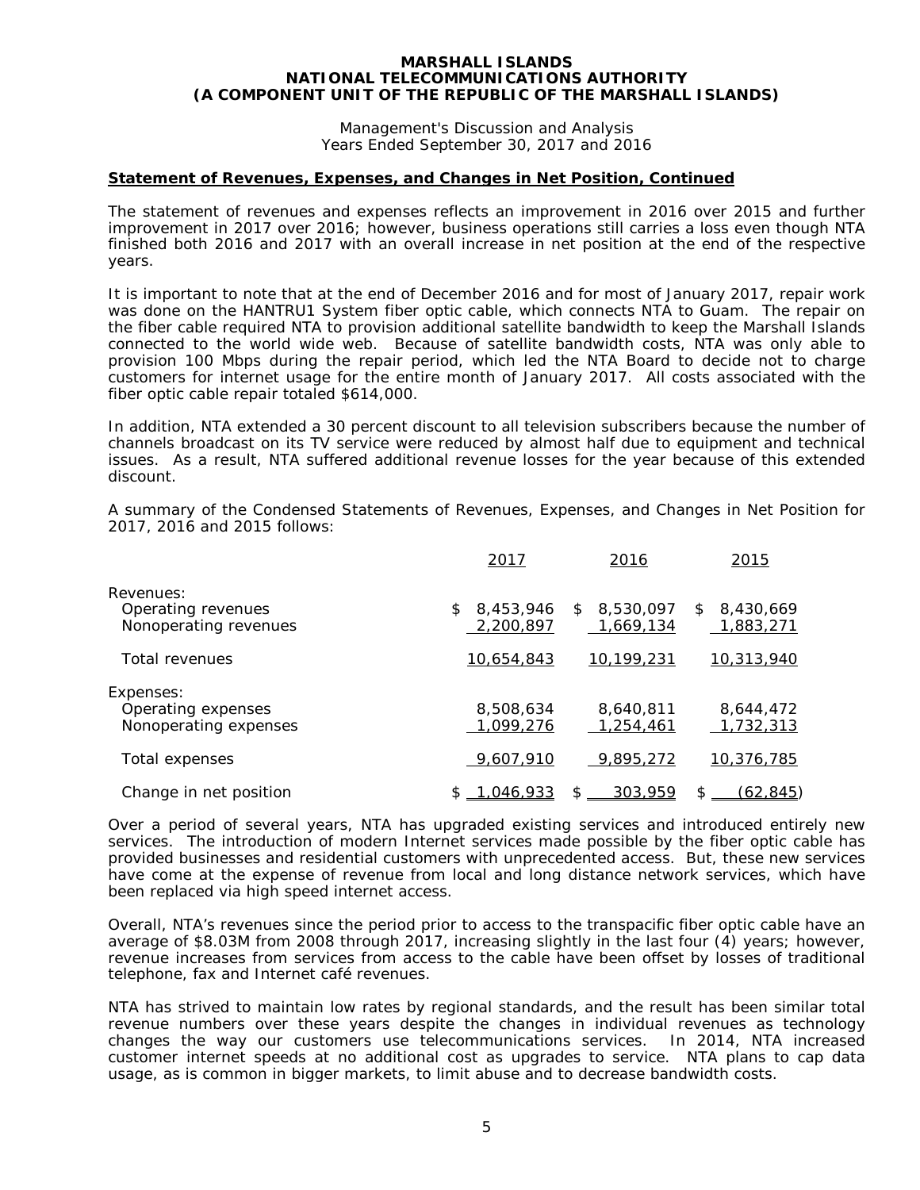**MARSHALL ISLANDS**
**NATIONAL TELECOMMUNICATIONS AUTHORITY**
**(A COMPONENT UNIT OF THE REPUBLIC OF THE MARSHALL ISLANDS)**

Management's Discussion and Analysis
Years Ended September 30, 2017 and 2016

## Statement of Revenues, Expenses, and Changes in Net Position, Continued

The statement of revenues and expenses reflects an improvement in 2016 over 2015 and further improvement in 2017 over 2016; however, business operations still carries a loss even though NTA finished both 2016 and 2017 with an overall increase in net position at the end of the respective years.

It is important to note that at the end of December 2016 and for most of January 2017, repair work was done on the HANTRU1 System fiber optic cable, which connects NTA to Guam. The repair on the fiber cable required NTA to provision additional satellite bandwidth to keep the Marshall Islands connected to the world wide web. Because of satellite bandwidth costs, NTA was only able to provision 100 Mbps during the repair period, which led the NTA Board to decide not to charge customers for internet usage for the entire month of January 2017. All costs associated with the fiber optic cable repair totaled $614,000.

In addition, NTA extended a 30 percent discount to all television subscribers because the number of channels broadcast on its TV service were reduced by almost half due to equipment and technical issues. As a result, NTA suffered additional revenue losses for the year because of this extended discount.

A summary of the Condensed Statements of Revenues, Expenses, and Changes in Net Position for 2017, 2016 and 2015 follows:

| | 2017 | 2016 | 2015 |
|---|---|---|---|
| Revenues: | | | |
| Operating revenues | $ 8,453,946 | $ 8,530,097 | $ 8,430,669 |
| Nonoperating revenues | 2,200,897 | 1,669,134 | 1,883,271 |
| Total revenues | 10,654,843 | 10,199,231 | 10,313,940 |
| Expenses: | | | |
| Operating expenses | 8,508,634 | 8,640,811 | 8,644,472 |
| Nonoperating expenses | 1,099,276 | 1,254,461 | 1,732,313 |
| Total expenses | 9,607,910 | 9,895,272 | 10,376,785 |
| Change in net position | $ 1,046,933 | $ 303,959 | $ (62,845) |

Over a period of several years, NTA has upgraded existing services and introduced entirely new services. The introduction of modern Internet services made possible by the fiber optic cable has provided businesses and residential customers with unprecedented access. But, these new services have come at the expense of revenue from local and long distance network services, which have been replaced via high speed internet access.

Overall, NTA's revenues since the period prior to access to the transpacific fiber optic cable have an average of $8.03M from 2008 through 2017, increasing slightly in the last four (4) years; however, revenue increases from services from access to the cable have been offset by losses of traditional telephone, fax and Internet café revenues.

NTA has strived to maintain low rates by regional standards, and the result has been similar total revenue numbers over these years despite the changes in individual revenues as technology changes the way our customers use telecommunications services. In 2014, NTA increased customer internet speeds at no additional cost as upgrades to service. NTA plans to cap data usage, as is common in bigger markets, to limit abuse and to decrease bandwidth costs.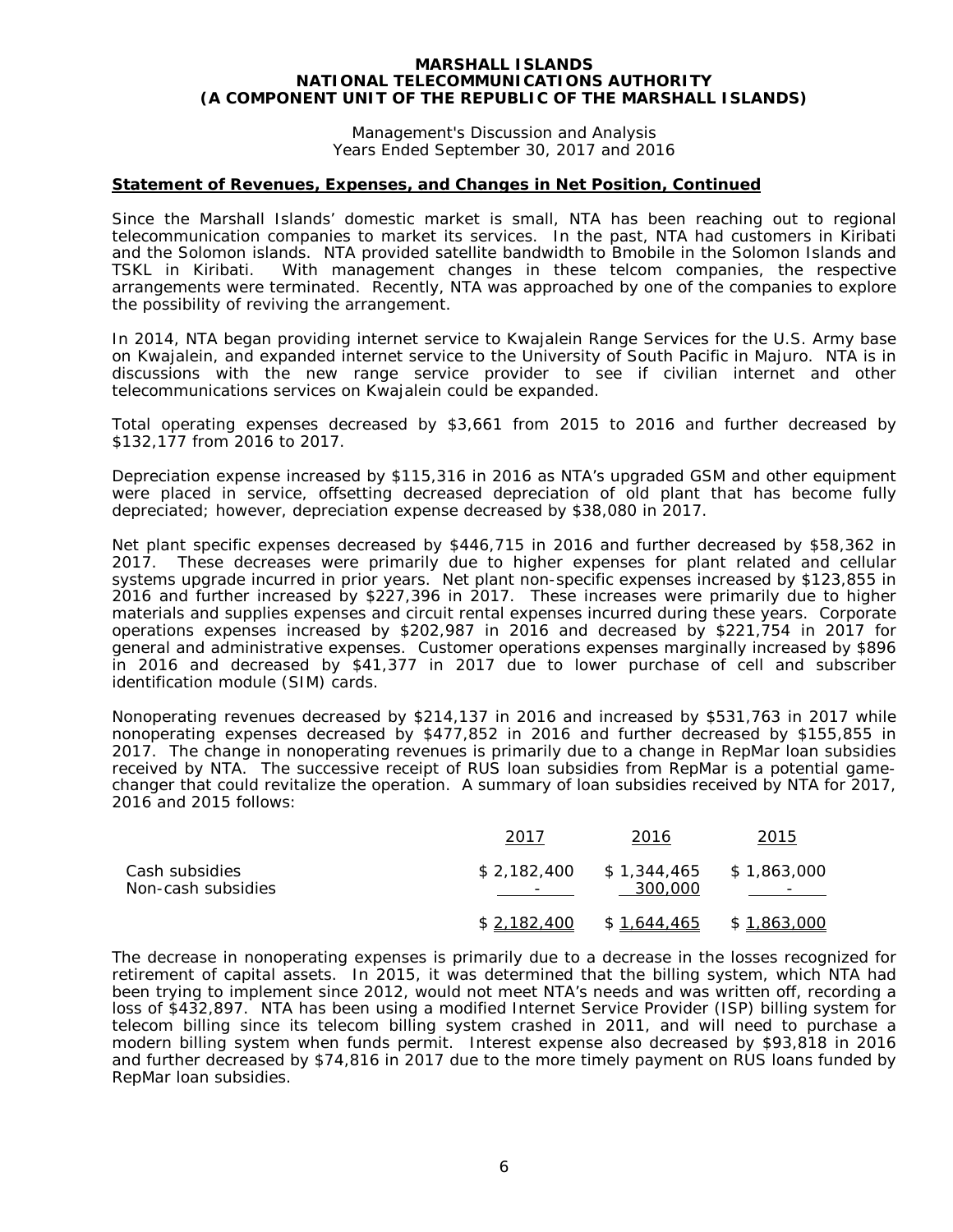**MARSHALL ISLANDS NATIONAL TELECOMMUNICATIONS AUTHORITY (A COMPONENT UNIT OF THE REPUBLIC OF THE MARSHALL ISLANDS)**

Management's Discussion and Analysis
Years Ended September 30, 2017 and 2016

**Statement of Revenues, Expenses, and Changes in Net Position, Continued**

Since the Marshall Islands' domestic market is small, NTA has been reaching out to regional telecommunication companies to market its services. In the past, NTA had customers in Kiribati and the Solomon islands. NTA provided satellite bandwidth to Bmobile in the Solomon Islands and TSKL in Kiribati. With management changes in these telcom companies, the respective arrangements were terminated. Recently, NTA was approached by one of the companies to explore the possibility of reviving the arrangement.

In 2014, NTA began providing internet service to Kwajalein Range Services for the U.S. Army base on Kwajalein, and expanded internet service to the University of South Pacific in Majuro. NTA is in discussions with the new range service provider to see if civilian internet and other telecommunications services on Kwajalein could be expanded.

Total operating expenses decreased by $3,661 from 2015 to 2016 and further decreased by $132,177 from 2016 to 2017.

Depreciation expense increased by $115,316 in 2016 as NTA's upgraded GSM and other equipment were placed in service, offsetting decreased depreciation of old plant that has become fully depreciated; however, depreciation expense decreased by $38,080 in 2017.

Net plant specific expenses decreased by $446,715 in 2016 and further decreased by $58,362 in 2017. These decreases were primarily due to higher expenses for plant related and cellular systems upgrade incurred in prior years. Net plant non-specific expenses increased by $123,855 in 2016 and further increased by $227,396 in 2017. These increases were primarily due to higher materials and supplies expenses and circuit rental expenses incurred during these years. Corporate operations expenses increased by $202,987 in 2016 and decreased by $221,754 in 2017 for general and administrative expenses. Customer operations expenses marginally increased by $896 in 2016 and decreased by $41,377 in 2017 due to lower purchase of cell and subscriber identification module (SIM) cards.

Nonoperating revenues decreased by $214,137 in 2016 and increased by $531,763 in 2017 while nonoperating expenses decreased by $477,852 in 2016 and further decreased by $155,855 in 2017. The change in nonoperating revenues is primarily due to a change in RepMar loan subsidies received by NTA. The successive receipt of RUS loan subsidies from RepMar is a potential game-changer that could revitalize the operation. A summary of loan subsidies received by NTA for 2017, 2016 and 2015 follows:

| | 2017 | 2016 | 2015 |
|---|---|---|---|
| Cash subsidies | $ 2,182,400 | $ 1,344,465 | $ 1,863,000 |
| Non-cash subsidies | - | 300,000 | - |
| | $ 2,182,400 | $ 1,644,465 | $ 1,863,000 |

The decrease in nonoperating expenses is primarily due to a decrease in the losses recognized for retirement of capital assets. In 2015, it was determined that the billing system, which NTA had been trying to implement since 2012, would not meet NTA's needs and was written off, recording a loss of $432,897. NTA has been using a modified Internet Service Provider (ISP) billing system for telecom billing since its telecom billing system crashed in 2011, and will need to purchase a modern billing system when funds permit. Interest expense also decreased by $93,818 in 2016 and further decreased by $74,816 in 2017 due to the more timely payment on RUS loans funded by RepMar loan subsidies.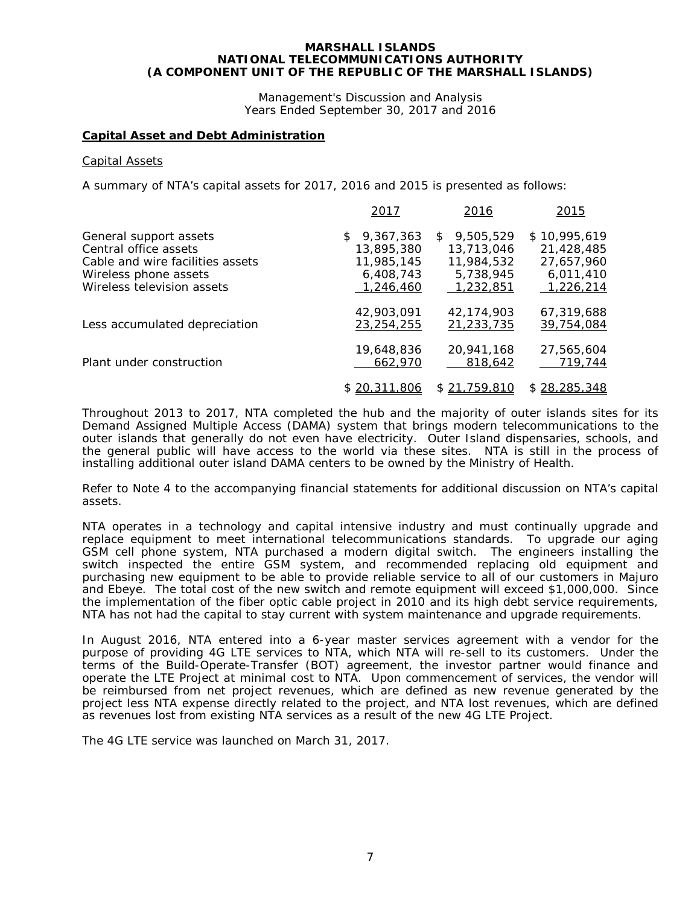**MARSHALL ISLANDS**
**NATIONAL TELECOMMUNICATIONS AUTHORITY**
**(A COMPONENT UNIT OF THE REPUBLIC OF THE MARSHALL ISLANDS)**

Management's Discussion and Analysis
Years Ended September 30, 2017 and 2016

## Capital Asset and Debt Administration

### Capital Assets

A summary of NTA's capital assets for 2017, 2016 and 2015 is presented as follows:

| | 2017 | 2016 | 2015 |
|---|---|---|---|
| General support assets | $ 9,367,363 | $ 9,505,529 | $ 10,995,619 |
| Central office assets | 13,895,380 | 13,713,046 | 21,428,485 |
| Cable and wire facilities assets | 11,985,145 | 11,984,532 | 27,657,960 |
| Wireless phone assets | 6,408,743 | 5,738,945 | 6,011,410 |
| Wireless television assets | 1,246,460 | 1,232,851 | 1,226,214 |
| | 42,903,091 | 42,174,903 | 67,319,688 |
| Less accumulated depreciation | 23,254,255 | 21,233,735 | 39,754,084 |
| | 19,648,836 | 20,941,168 | 27,565,604 |
| Plant under construction | 662,970 | 818,642 | 719,744 |
| | $ 20,311,806 | $ 21,759,810 | $ 28,285,348 |

Throughout 2013 to 2017, NTA completed the hub and the majority of outer islands sites for its Demand Assigned Multiple Access (DAMA) system that brings modern telecommunications to the outer islands that generally do not even have electricity. Outer Island dispensaries, schools, and the general public will have access to the world via these sites. NTA is still in the process of installing additional outer island DAMA centers to be owned by the Ministry of Health.

Refer to Note 4 to the accompanying financial statements for additional discussion on NTA's capital assets.

NTA operates in a technology and capital intensive industry and must continually upgrade and replace equipment to meet international telecommunications standards. To upgrade our aging GSM cell phone system, NTA purchased a modern digital switch. The engineers installing the switch inspected the entire GSM system, and recommended replacing old equipment and purchasing new equipment to be able to provide reliable service to all of our customers in Majuro and Ebeye. The total cost of the new switch and remote equipment will exceed $1,000,000. Since the implementation of the fiber optic cable project in 2010 and its high debt service requirements, NTA has not had the capital to stay current with system maintenance and upgrade requirements.

In August 2016, NTA entered into a 6-year master services agreement with a vendor for the purpose of providing 4G LTE services to NTA, which NTA will re-sell to its customers. Under the terms of the Build-Operate-Transfer (BOT) agreement, the investor partner would finance and operate the LTE Project at minimal cost to NTA. Upon commencement of services, the vendor will be reimbursed from net project revenues, which are defined as new revenue generated by the project less NTA expense directly related to the project, and NTA lost revenues, which are defined as revenues lost from existing NTA services as a result of the new 4G LTE Project.

The 4G LTE service was launched on March 31, 2017.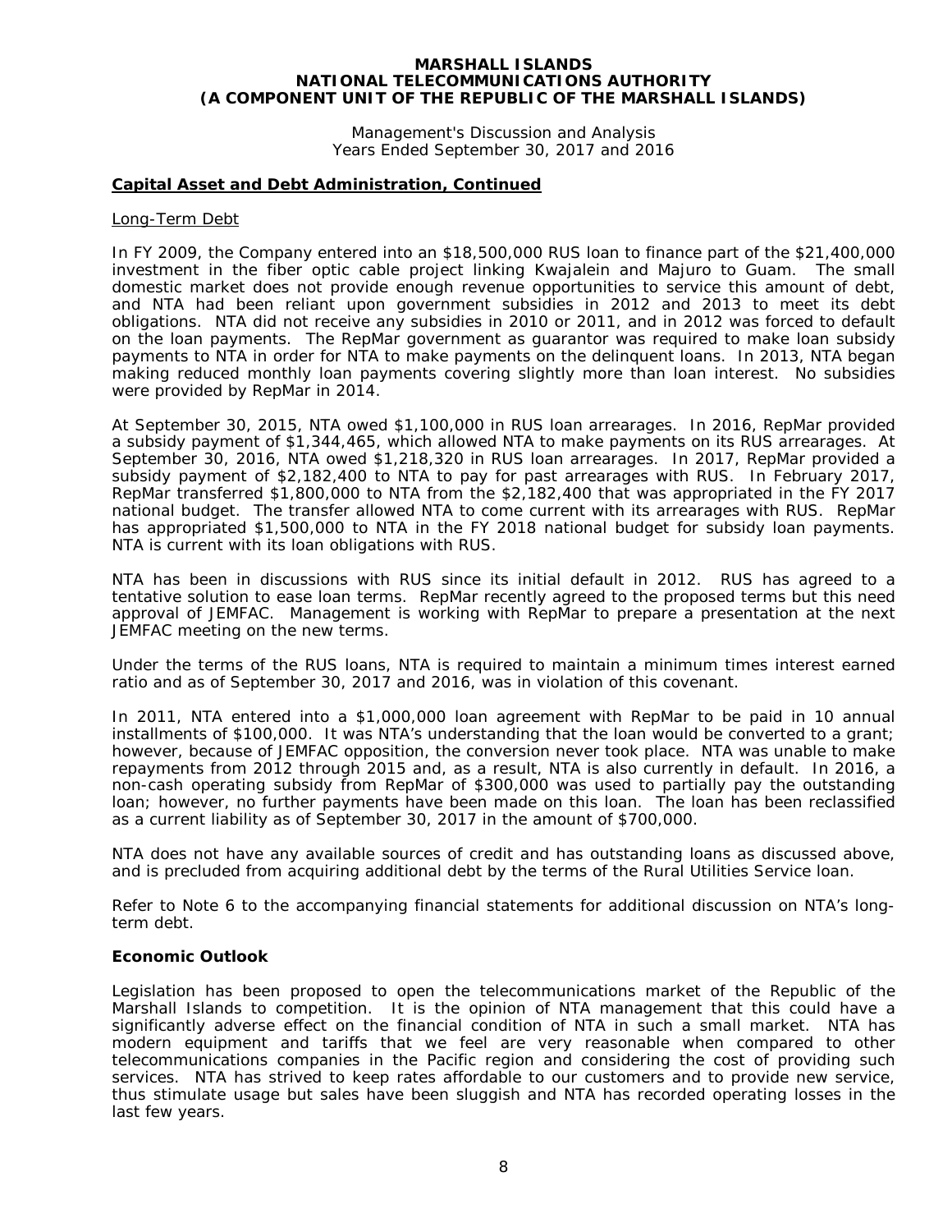**MARSHALL ISLANDS**
**NATIONAL TELECOMMUNICATIONS AUTHORITY**
**(A COMPONENT UNIT OF THE REPUBLIC OF THE MARSHALL ISLANDS)**

Management's Discussion and Analysis
Years Ended September 30, 2017 and 2016

## Capital Asset and Debt Administration, Continued

Long-Term Debt

In FY 2009, the Company entered into an $18,500,000 RUS loan to finance part of the $21,400,000 investment in the fiber optic cable project linking Kwajalein and Majuro to Guam. The small domestic market does not provide enough revenue opportunities to service this amount of debt, and NTA had been reliant upon government subsidies in 2012 and 2013 to meet its debt obligations. NTA did not receive any subsidies in 2010 or 2011, and in 2012 was forced to default on the loan payments. The RepMar government as guarantor was required to make loan subsidy payments to NTA in order for NTA to make payments on the delinquent loans. In 2013, NTA began making reduced monthly loan payments covering slightly more than loan interest. No subsidies were provided by RepMar in 2014.

At September 30, 2015, NTA owed $1,100,000 in RUS loan arrearages. In 2016, RepMar provided a subsidy payment of $1,344,465, which allowed NTA to make payments on its RUS arrearages. At September 30, 2016, NTA owed $1,218,320 in RUS loan arrearages. In 2017, RepMar provided a subsidy payment of $2,182,400 to NTA to pay for past arrearages with RUS. In February 2017, RepMar transferred $1,800,000 to NTA from the $2,182,400 that was appropriated in the FY 2017 national budget. The transfer allowed NTA to come current with its arrearages with RUS. RepMar has appropriated $1,500,000 to NTA in the FY 2018 national budget for subsidy loan payments. NTA is current with its loan obligations with RUS.

NTA has been in discussions with RUS since its initial default in 2012. RUS has agreed to a tentative solution to ease loan terms. RepMar recently agreed to the proposed terms but this need approval of JEMFAC. Management is working with RepMar to prepare a presentation at the next JEMFAC meeting on the new terms.

Under the terms of the RUS loans, NTA is required to maintain a minimum times interest earned ratio and as of September 30, 2017 and 2016, was in violation of this covenant.

In 2011, NTA entered into a $1,000,000 loan agreement with RepMar to be paid in 10 annual installments of $100,000. It was NTA's understanding that the loan would be converted to a grant; however, because of JEMFAC opposition, the conversion never took place. NTA was unable to make repayments from 2012 through 2015 and, as a result, NTA is also currently in default. In 2016, a non-cash operating subsidy from RepMar of $300,000 was used to partially pay the outstanding loan; however, no further payments have been made on this loan. The loan has been reclassified as a current liability as of September 30, 2017 in the amount of $700,000.

NTA does not have any available sources of credit and has outstanding loans as discussed above, and is precluded from acquiring additional debt by the terms of the Rural Utilities Service loan.

Refer to Note 6 to the accompanying financial statements for additional discussion on NTA's long-term debt.

## Economic Outlook

Legislation has been proposed to open the telecommunications market of the Republic of the Marshall Islands to competition. It is the opinion of NTA management that this could have a significantly adverse effect on the financial condition of NTA in such a small market. NTA has modern equipment and tariffs that we feel are very reasonable when compared to other telecommunications companies in the Pacific region and considering the cost of providing such services. NTA has strived to keep rates affordable to our customers and to provide new service, thus stimulate usage but sales have been sluggish and NTA has recorded operating losses in the last few years.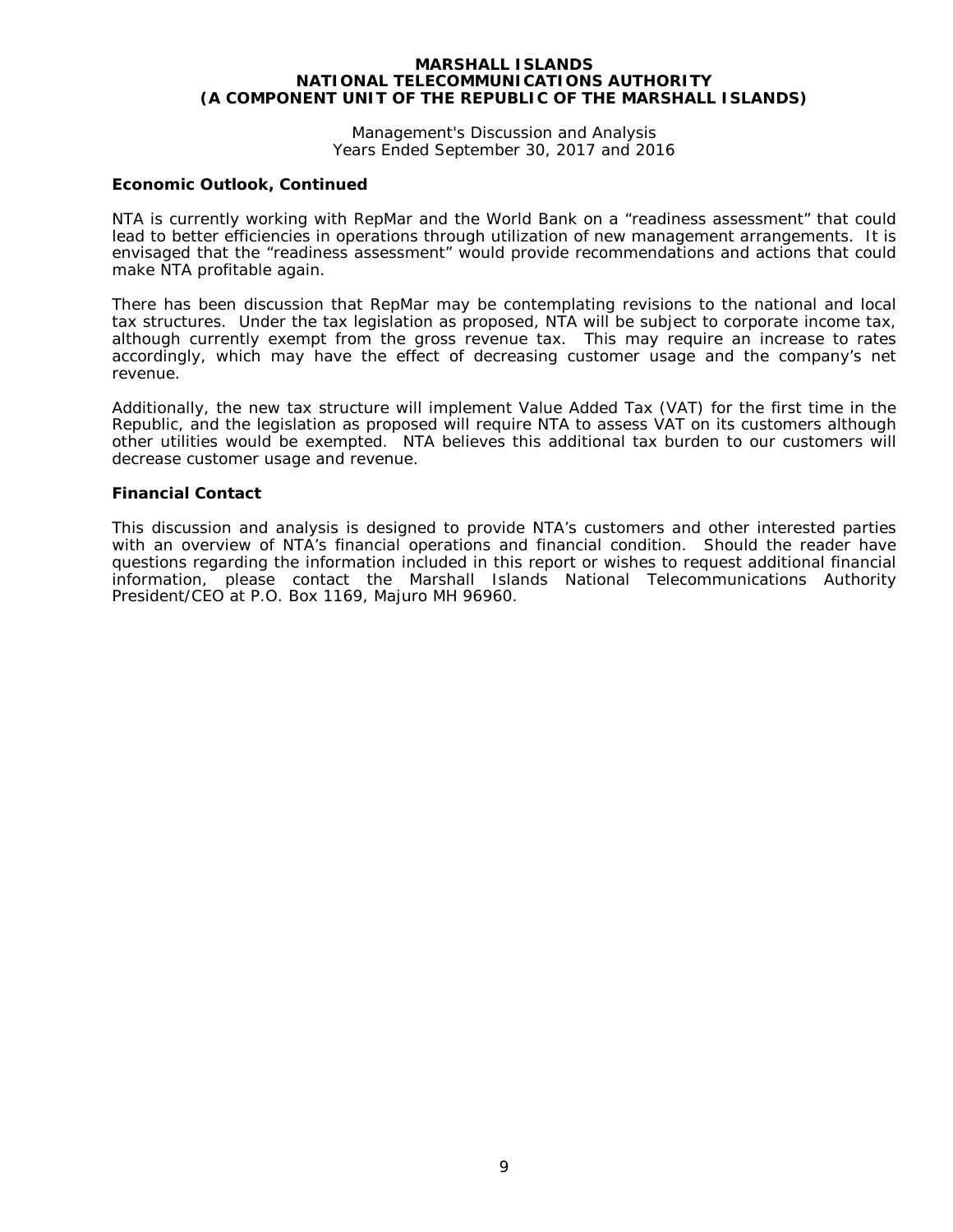MARSHALL ISLANDS
NATIONAL TELECOMMUNICATIONS AUTHORITY
(A COMPONENT UNIT OF THE REPUBLIC OF THE MARSHALL ISLANDS)

Management's Discussion and Analysis
Years Ended September 30, 2017 and 2016

**Economic Outlook, Continued**

NTA is currently working with RepMar and the World Bank on a "readiness assessment" that could lead to better efficiencies in operations through utilization of new management arrangements. It is envisaged that the "readiness assessment" would provide recommendations and actions that could make NTA profitable again.

There has been discussion that RepMar may be contemplating revisions to the national and local tax structures. Under the tax legislation as proposed, NTA will be subject to corporate income tax, although currently exempt from the gross revenue tax. This may require an increase to rates accordingly, which may have the effect of decreasing customer usage and the company's net revenue.

Additionally, the new tax structure will implement Value Added Tax (VAT) for the first time in the Republic, and the legislation as proposed will require NTA to assess VAT on its customers although other utilities would be exempted. NTA believes this additional tax burden to our customers will decrease customer usage and revenue.

**Financial Contact**

This discussion and analysis is designed to provide NTA's customers and other interested parties with an overview of NTA's financial operations and financial condition. Should the reader have questions regarding the information included in this report or wishes to request additional financial information, please contact the Marshall Islands National Telecommunications Authority President/CEO at P.O. Box 1169, Majuro MH 96960.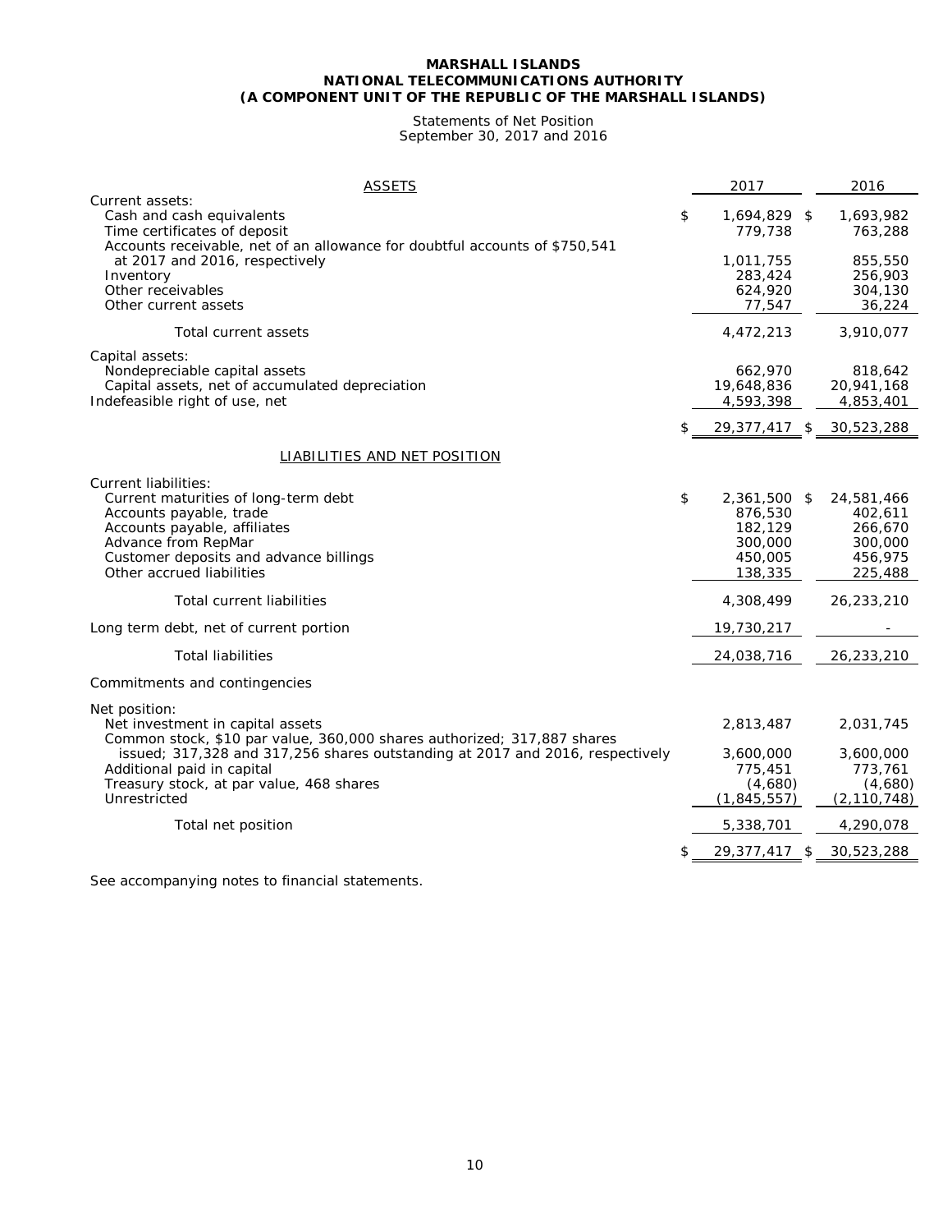**MARSHALL ISLANDS**
**NATIONAL TELECOMMUNICATIONS AUTHORITY**
**(A COMPONENT UNIT OF THE REPUBLIC OF THE MARSHALL ISLANDS)**

Statements of Net Position
September 30, 2017 and 2016

| ASSETS | 2017 | 2016 |
|---|---|---|
| Current assets: | | |
| Cash and cash equivalents | $ 1,694,829 | $ 1,693,982 |
| Time certificates of deposit | 779,738 | 763,288 |
| Accounts receivable, net of an allowance for doubtful accounts of $750,541 at 2017 and 2016, respectively | 1,011,755 | 855,550 |
| Inventory | 283,424 | 256,903 |
| Other receivables | 624,920 | 304,130 |
| Other current assets | 77,547 | 36,224 |
| Total current assets | 4,472,213 | 3,910,077 |
| Capital assets: | | |
| Nondepreciable capital assets | 662,970 | 818,642 |
| Capital assets, net of accumulated depreciation | 19,648,836 | 20,941,168 |
| Indefeasible right of use, net | 4,593,398 | 4,853,401 |
| | $ 29,377,417 | $ 30,523,288 |
| LIABILITIES AND NET POSITION | | |
| Current liabilities: | | |
| Current maturities of long-term debt | $ 2,361,500 | $ 24,581,466 |
| Accounts payable, trade | 876,530 | 402,611 |
| Accounts payable, affiliates | 182,129 | 266,670 |
| Advance from RepMar | 300,000 | 300,000 |
| Customer deposits and advance billings | 450,005 | 456,975 |
| Other accrued liabilities | 138,335 | 225,488 |
| Total current liabilities | 4,308,499 | 26,233,210 |
| Long term debt, net of current portion | 19,730,217 | - |
| Total liabilities | 24,038,716 | 26,233,210 |
| Commitments and contingencies | | |
| Net position: | | |
| Net investment in capital assets | 2,813,487 | 2,031,745 |
| Common stock, $10 par value, 360,000 shares authorized; 317,887 shares issued; 317,328 and 317,256 shares outstanding at 2017 and 2016, respectively | 3,600,000 | 3,600,000 |
| Additional paid in capital | 775,451 | 773,761 |
| Treasury stock, at par value, 468 shares | (4,680) | (4,680) |
| Unrestricted | (1,845,557) | (2,110,748) |
| Total net position | 5,338,701 | 4,290,078 |
| | $ 29,377,417 | $ 30,523,288 |

See accompanying notes to financial statements.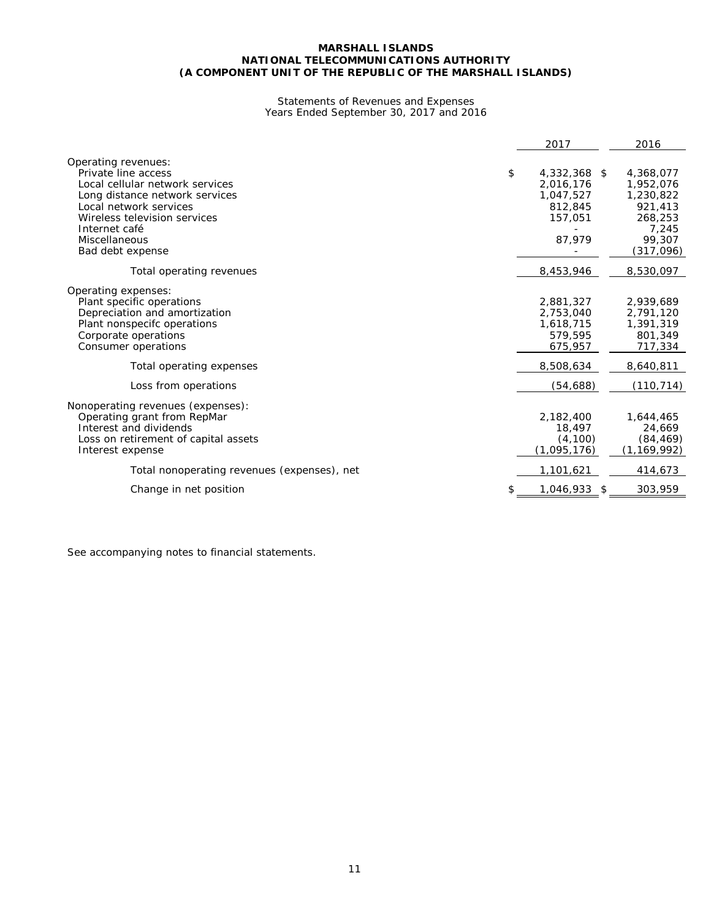**MARSHALL ISLANDS**
**NATIONAL TELECOMMUNICATIONS AUTHORITY**
***(A COMPONENT UNIT OF THE REPUBLIC OF THE MARSHALL ISLANDS)***

Statements of Revenues and Expenses
Years Ended September 30, 2017 and 2016

| | 2017 | 2016 |
|---|---|---|
| Operating revenues: | | |
| Private line access | $ 4,332,368 | $ 4,368,077 |
| Local cellular network services | 2,016,176 | 1,952,076 |
| Long distance network services | 1,047,527 | 1,230,822 |
| Local network services | 812,845 | 921,413 |
| Wireless television services | 157,051 | 268,253 |
| Internet café | - | 7,245 |
| Miscellaneous | 87,979 | 99,307 |
| Bad debt expense | - | (317,096) |
| Total operating revenues | 8,453,946 | 8,530,097 |
| Operating expenses: | | |
| Plant specific operations | 2,881,327 | 2,939,689 |
| Depreciation and amortization | 2,753,040 | 2,791,120 |
| Plant nonspecifc operations | 1,618,715 | 1,391,319 |
| Corporate operations | 579,595 | 801,349 |
| Consumer operations | 675,957 | 717,334 |
| Total operating expenses | 8,508,634 | 8,640,811 |
| Loss from operations | (54,688) | (110,714) |
| Nonoperating revenues (expenses): | | |
| Operating grant from RepMar | 2,182,400 | 1,644,465 |
| Interest and dividends | 18,497 | 24,669 |
| Loss on retirement of capital assets | (4,100) | (84,469) |
| Interest expense | (1,095,176) | (1,169,992) |
| Total nonoperating revenues (expenses), net | 1,101,621 | 414,673 |
| Change in net position | $ 1,046,933 | $ 303,959 |

See accompanying notes to financial statements.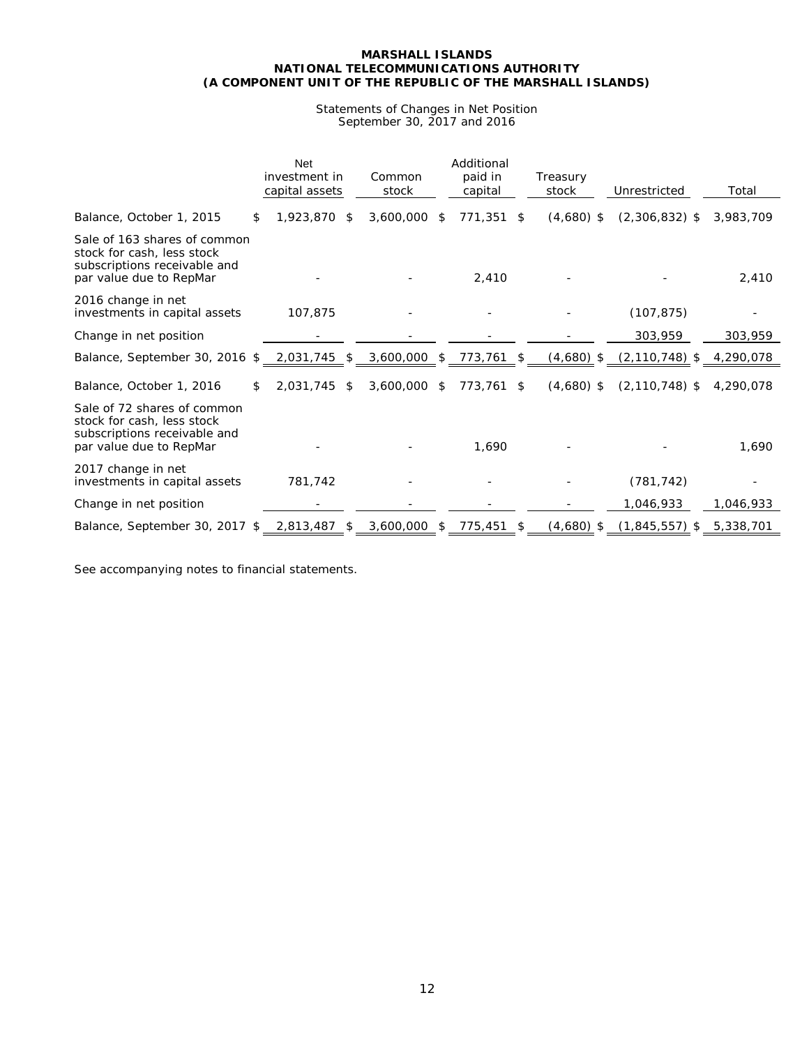**MARSHALL ISLANDS**
**NATIONAL TELECOMMUNICATIONS AUTHORITY**
**(A COMPONENT UNIT OF THE REPUBLIC OF THE MARSHALL ISLANDS)**

Statements of Changes in Net Position
September 30, 2017 and 2016

| | Net investment in capital assets | Common stock | Additional paid in capital | Treasury stock | Unrestricted | Total |
|---|---|---|---|---|---|---|
| Balance, October 1, 2015 | $ 1,923,870 | $ 3,600,000 | $ 771,351 | $ (4,680) | $ (2,306,832) | $ 3,983,709 |
| Sale of 163 shares of common stock for cash, less stock subscriptions receivable and par value due to RepMar | - | - | 2,410 | - | - | 2,410 |
| 2016 change in net investments in capital assets | 107,875 | - | - | - | (107,875) | - |
| Change in net position | - | - | - | - | 303,959 | 303,959 |
| Balance, September 30, 2016 | $ 2,031,745 | $ 3,600,000 | $ 773,761 | $ (4,680) | $ (2,110,748) | $ 4,290,078 |
| Balance, October 1, 2016 | $ 2,031,745 | $ 3,600,000 | $ 773,761 | $ (4,680) | $ (2,110,748) | $ 4,290,078 |
| Sale of 72 shares of common stock for cash, less stock subscriptions receivable and par value due to RepMar | - | - | 1,690 | - | - | 1,690 |
| 2017 change in net investments in capital assets | 781,742 | - | - | - | (781,742) | - |
| Change in net position | - | - | - | - | 1,046,933 | 1,046,933 |
| Balance, September 30, 2017 | $ 2,813,487 | $ 3,600,000 | $ 775,451 | $ (4,680) | $ (1,845,557) | $ 5,338,701 |

See accompanying notes to financial statements.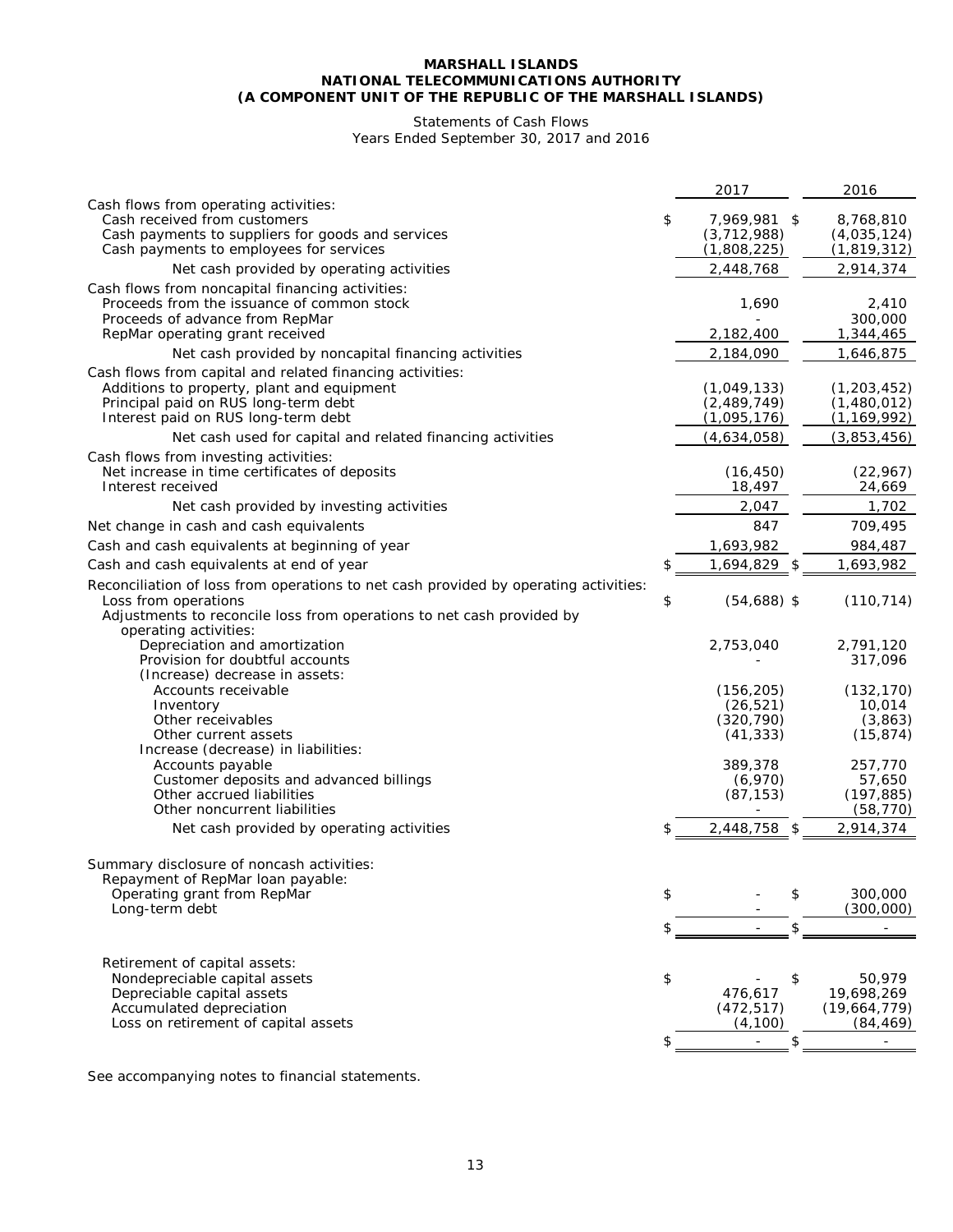**MARSHALL ISLANDS**
**NATIONAL TELECOMMUNICATIONS AUTHORITY**
**(A COMPONENT UNIT OF THE REPUBLIC OF THE MARSHALL ISLANDS)**

Statements of Cash Flows
Years Ended September 30, 2017 and 2016

| | 2017 | 2016 |
|---|---|---|
| Cash flows from operating activities: | | |
| Cash received from customers | $ 7,969,981 | $ 8,768,810 |
| Cash payments to suppliers for goods and services | (3,712,988) | (4,035,124) |
| Cash payments to employees for services | (1,808,225) | (1,819,312) |
| Net cash provided by operating activities | 2,448,768 | 2,914,374 |
| Cash flows from noncapital financing activities: | | |
| Proceeds from the issuance of common stock | 1,690 | 2,410 |
| Proceeds of advance from RepMar | - | 300,000 |
| RepMar operating grant received | 2,182,400 | 1,344,465 |
| Net cash provided by noncapital financing activities | 2,184,090 | 1,646,875 |
| Cash flows from capital and related financing activities: | | |
| Additions to property, plant and equipment | (1,049,133) | (1,203,452) |
| Principal paid on RUS long-term debt | (2,489,749) | (1,480,012) |
| Interest paid on RUS long-term debt | (1,095,176) | (1,169,992) |
| Net cash used for capital and related financing activities | (4,634,058) | (3,853,456) |
| Cash flows from investing activities: | | |
| Net increase in time certificates of deposits | (16,450) | (22,967) |
| Interest received | 18,497 | 24,669 |
| Net cash provided by investing activities | 2,047 | 1,702 |
| Net change in cash and cash equivalents | 847 | 709,495 |
| Cash and cash equivalents at beginning of year | 1,693,982 | 984,487 |
| Cash and cash equivalents at end of year | $ 1,694,829 | $ 1,693,982 |
| Reconciliation of loss from operations to net cash provided by operating activities: | | |
| Loss from operations | $ (54,688) | $ (110,714) |
| Adjustments to reconcile loss from operations to net cash provided by operating activities: | | |
| Depreciation and amortization | 2,753,040 | 2,791,120 |
| Provision for doubtful accounts | - | 317,096 |
| (Increase) decrease in assets: | | |
| Accounts receivable | (156,205) | (132,170) |
| Inventory | (26,521) | 10,014 |
| Other receivables | (320,790) | (3,863) |
| Other current assets | (41,333) | (15,874) |
| Increase (decrease) in liabilities: | | |
| Accounts payable | 389,378 | 257,770 |
| Customer deposits and advanced billings | (6,970) | 57,650 |
| Other accrued liabilities | (87,153) | (197,885) |
| Other noncurrent liabilities | - | (58,770) |
| Net cash provided by operating activities | $ 2,448,758 | $ 2,914,374 |
| | | |
| Summary disclosure of noncash activities: | | |
| Repayment of RepMar loan payable: | | |
| Operating grant from RepMar | $ - | $ 300,000 |
| Long-term debt | - | (300,000) |
| | $ - | $ - |
| | | |
| Retirement of capital assets: | | |
| Nondepreciable capital assets | $ - | $ 50,979 |
| Depreciable capital assets | 476,617 | 19,698,269 |
| Accumulated depreciation | (472,517) | (19,664,779) |
| Loss on retirement of capital assets | (4,100) | (84,469) |
| | $ - | $ - |

See accompanying notes to financial statements.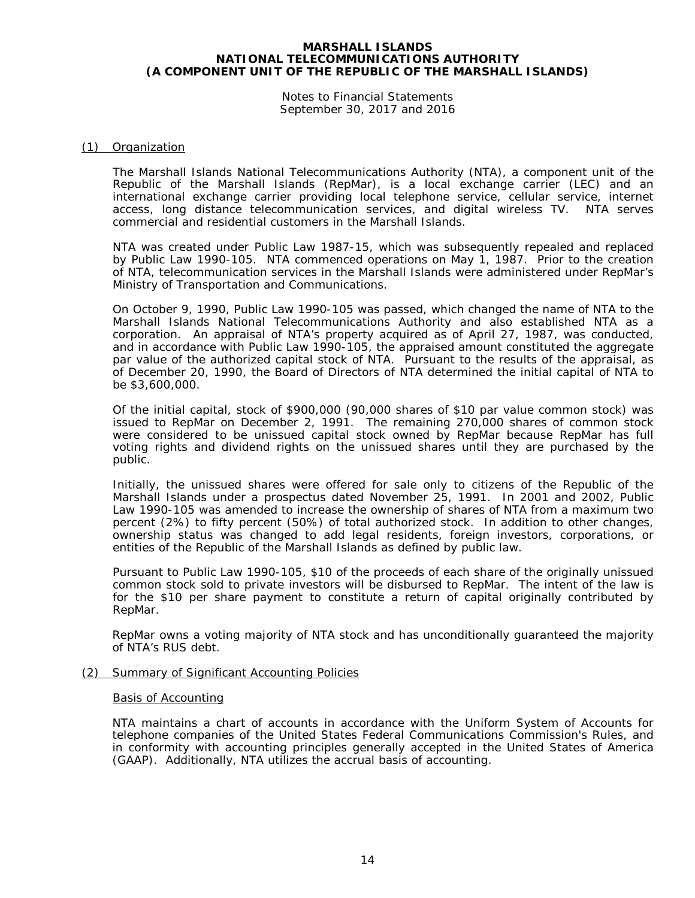# MARSHALL ISLANDS NATIONAL TELECOMMUNICATIONS AUTHORITY (A COMPONENT UNIT OF THE REPUBLIC OF THE MARSHALL ISLANDS)

Notes to Financial Statements
September 30, 2017 and 2016

## (1) Organization

The Marshall Islands National Telecommunications Authority (NTA), a component unit of the Republic of the Marshall Islands (RepMar), is a local exchange carrier (LEC) and an international exchange carrier providing local telephone service, cellular service, internet access, long distance telecommunication services, and digital wireless TV. NTA serves commercial and residential customers in the Marshall Islands.

NTA was created under Public Law 1987-15, which was subsequently repealed and replaced by Public Law 1990-105. NTA commenced operations on May 1, 1987. Prior to the creation of NTA, telecommunication services in the Marshall Islands were administered under RepMar's Ministry of Transportation and Communications.

On October 9, 1990, Public Law 1990-105 was passed, which changed the name of NTA to the Marshall Islands National Telecommunications Authority and also established NTA as a corporation. An appraisal of NTA's property acquired as of April 27, 1987, was conducted, and in accordance with Public Law 1990-105, the appraised amount constituted the aggregate par value of the authorized capital stock of NTA. Pursuant to the results of the appraisal, as of December 20, 1990, the Board of Directors of NTA determined the initial capital of NTA to be $3,600,000.

Of the initial capital, stock of $900,000 (90,000 shares of $10 par value common stock) was issued to RepMar on December 2, 1991. The remaining 270,000 shares of common stock were considered to be unissued capital stock owned by RepMar because RepMar has full voting rights and dividend rights on the unissued shares until they are purchased by the public.

Initially, the unissued shares were offered for sale only to citizens of the Republic of the Marshall Islands under a prospectus dated November 25, 1991. In 2001 and 2002, Public Law 1990-105 was amended to increase the ownership of shares of NTA from a maximum two percent (2%) to fifty percent (50%) of total authorized stock. In addition to other changes, ownership status was changed to add legal residents, foreign investors, corporations, or entities of the Republic of the Marshall Islands as defined by public law.

Pursuant to Public Law 1990-105, $10 of the proceeds of each share of the originally unissued common stock sold to private investors will be disbursed to RepMar. The intent of the law is for the $10 per share payment to constitute a return of capital originally contributed by RepMar.

RepMar owns a voting majority of NTA stock and has unconditionally guaranteed the majority of NTA's RUS debt.

## (2) Summary of Significant Accounting Policies

### Basis of Accounting

NTA maintains a chart of accounts in accordance with the Uniform System of Accounts for telephone companies of the United States Federal Communications Commission's Rules, and in conformity with accounting principles generally accepted in the United States of America (GAAP). Additionally, NTA utilizes the accrual basis of accounting.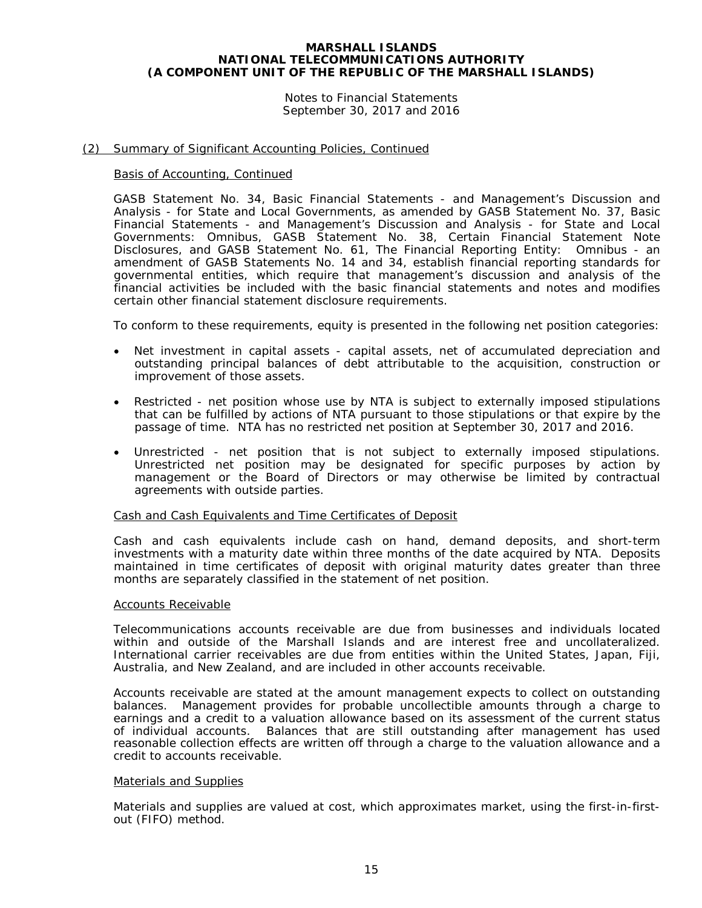**MARSHALL ISLANDS NATIONAL TELECOMMUNICATIONS AUTHORITY (A COMPONENT UNIT OF THE REPUBLIC OF THE MARSHALL ISLANDS)**

Notes to Financial Statements
September 30, 2017 and 2016

## (2) Summary of Significant Accounting Policies, Continued

### Basis of Accounting, Continued

GASB Statement No. 34, Basic Financial Statements - and Management's Discussion and Analysis - for State and Local Governments, as amended by GASB Statement No. 37, Basic Financial Statements - and Management's Discussion and Analysis - for State and Local Governments: Omnibus, GASB Statement No. 38, Certain Financial Statement Note Disclosures, and GASB Statement No. 61, The Financial Reporting Entity: Omnibus - an amendment of GASB Statements No. 14 and 34, establish financial reporting standards for governmental entities, which require that management's discussion and analysis of the financial activities be included with the basic financial statements and notes and modifies certain other financial statement disclosure requirements.

To conform to these requirements, equity is presented in the following net position categories:

- Net investment in capital assets - capital assets, net of accumulated depreciation and outstanding principal balances of debt attributable to the acquisition, construction or improvement of those assets.
- Restricted - net position whose use by NTA is subject to externally imposed stipulations that can be fulfilled by actions of NTA pursuant to those stipulations or that expire by the passage of time. NTA has no restricted net position at September 30, 2017 and 2016.
- Unrestricted - net position that is not subject to externally imposed stipulations. Unrestricted net position may be designated for specific purposes by action by management or the Board of Directors or may otherwise be limited by contractual agreements with outside parties.

### Cash and Cash Equivalents and Time Certificates of Deposit

Cash and cash equivalents include cash on hand, demand deposits, and short-term investments with a maturity date within three months of the date acquired by NTA. Deposits maintained in time certificates of deposit with original maturity dates greater than three months are separately classified in the statement of net position.

### Accounts Receivable

Telecommunications accounts receivable are due from businesses and individuals located within and outside of the Marshall Islands and are interest free and uncollateralized. International carrier receivables are due from entities within the United States, Japan, Fiji, Australia, and New Zealand, and are included in other accounts receivable.

Accounts receivable are stated at the amount management expects to collect on outstanding balances. Management provides for probable uncollectible amounts through a charge to earnings and a credit to a valuation allowance based on its assessment of the current status of individual accounts. Balances that are still outstanding after management has used reasonable collection effects are written off through a charge to the valuation allowance and a credit to accounts receivable.

### Materials and Supplies

Materials and supplies are valued at cost, which approximates market, using the first-in-first-out (FIFO) method.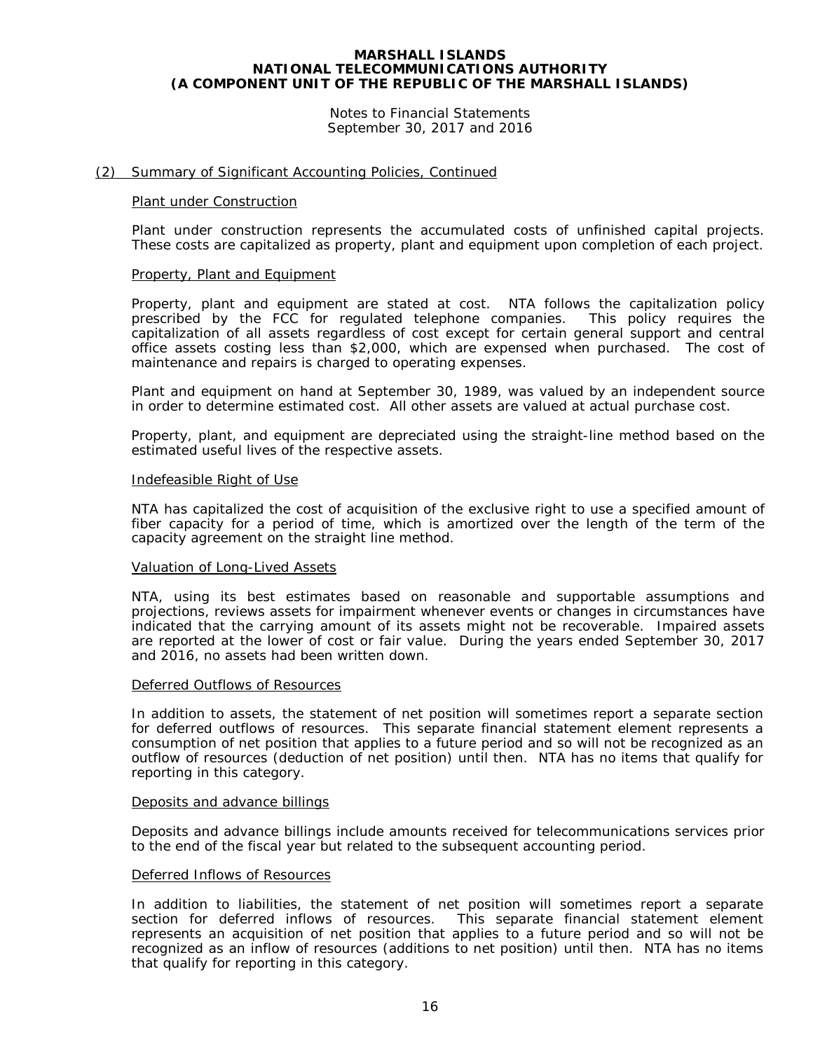## (2) Summary of Significant Accounting Policies, Continued

### Plant under Construction

Plant under construction represents the accumulated costs of unfinished capital projects. These costs are capitalized as property, plant and equipment upon completion of each project.

### Property, Plant and Equipment

Property, plant and equipment are stated at cost. NTA follows the capitalization policy prescribed by the FCC for regulated telephone companies. This policy requires the capitalization of all assets regardless of cost except for certain general support and central office assets costing less than $2,000, which are expensed when purchased. The cost of maintenance and repairs is charged to operating expenses.

Plant and equipment on hand at September 30, 1989, was valued by an independent source in order to determine estimated cost. All other assets are valued at actual purchase cost.

Property, plant, and equipment are depreciated using the straight-line method based on the estimated useful lives of the respective assets.

### Indefeasible Right of Use

NTA has capitalized the cost of acquisition of the exclusive right to use a specified amount of fiber capacity for a period of time, which is amortized over the length of the term of the capacity agreement on the straight line method.

### Valuation of Long-Lived Assets

NTA, using its best estimates based on reasonable and supportable assumptions and projections, reviews assets for impairment whenever events or changes in circumstances have indicated that the carrying amount of its assets might not be recoverable. Impaired assets are reported at the lower of cost or fair value. During the years ended September 30, 2017 and 2016, no assets had been written down.

### Deferred Outflows of Resources

In addition to assets, the statement of net position will sometimes report a separate section for deferred outflows of resources. This separate financial statement element represents a consumption of net position that applies to a future period and so will not be recognized as an outflow of resources (deduction of net position) until then. NTA has no items that qualify for reporting in this category.

### Deposits and advance billings

Deposits and advance billings include amounts received for telecommunications services prior to the end of the fiscal year but related to the subsequent accounting period.

### Deferred Inflows of Resources

In addition to liabilities, the statement of net position will sometimes report a separate section for deferred inflows of resources. This separate financial statement element represents an acquisition of net position that applies to a future period and so will not be recognized as an inflow of resources (additions to net position) until then. NTA has no items that qualify for reporting in this category.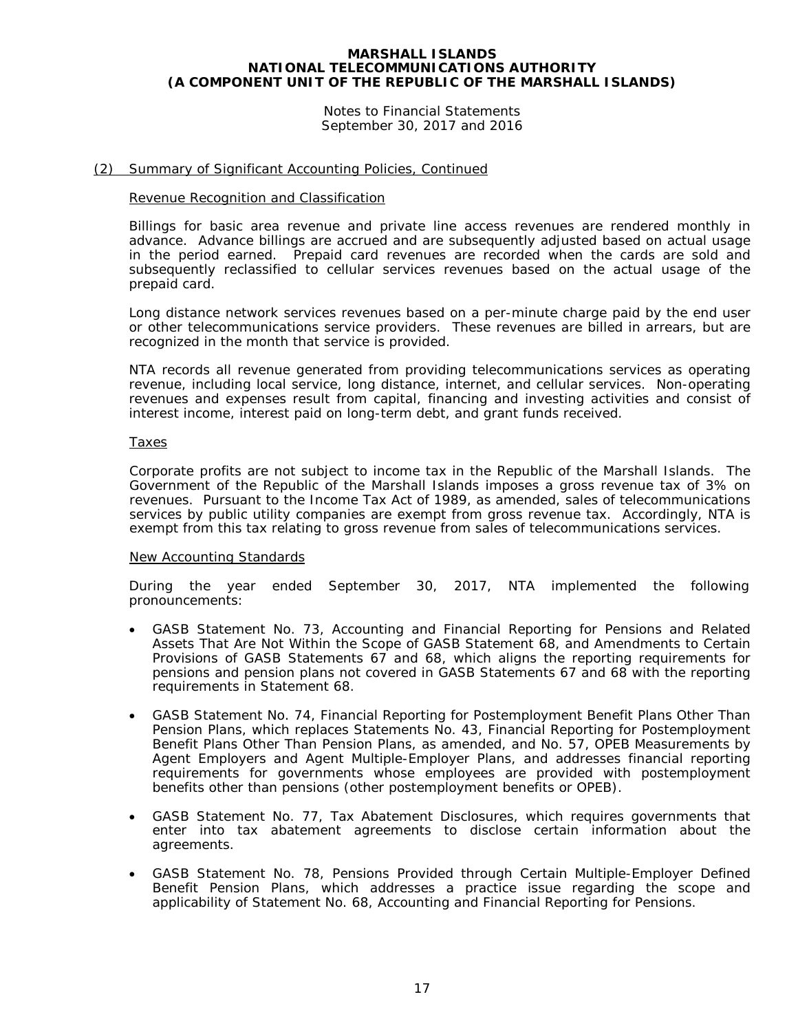# MARSHALL ISLANDS NATIONAL TELECOMMUNICATIONS AUTHORITY (A COMPONENT UNIT OF THE REPUBLIC OF THE MARSHALL ISLANDS)

Notes to Financial Statements
September 30, 2017 and 2016

## (2) Summary of Significant Accounting Policies, Continued

### Revenue Recognition and Classification

Billings for basic area revenue and private line access revenues are rendered monthly in advance. Advance billings are accrued and are subsequently adjusted based on actual usage in the period earned. Prepaid card revenues are recorded when the cards are sold and subsequently reclassified to cellular services revenues based on the actual usage of the prepaid card.

Long distance network services revenues based on a per-minute charge paid by the end user or other telecommunications service providers. These revenues are billed in arrears, but are recognized in the month that service is provided.

NTA records all revenue generated from providing telecommunications services as operating revenue, including local service, long distance, internet, and cellular services. Non-operating revenues and expenses result from capital, financing and investing activities and consist of interest income, interest paid on long-term debt, and grant funds received.

### Taxes

Corporate profits are not subject to income tax in the Republic of the Marshall Islands. The Government of the Republic of the Marshall Islands imposes a gross revenue tax of 3% on revenues. Pursuant to the Income Tax Act of 1989, as amended, sales of telecommunications services by public utility companies are exempt from gross revenue tax. Accordingly, NTA is exempt from this tax relating to gross revenue from sales of telecommunications services.

### New Accounting Standards

During the year ended September 30, 2017, NTA implemented the following pronouncements:

- GASB Statement No. 73, Accounting and Financial Reporting for Pensions and Related Assets That Are Not Within the Scope of GASB Statement 68, and Amendments to Certain Provisions of GASB Statements 67 and 68, which aligns the reporting requirements for pensions and pension plans not covered in GASB Statements 67 and 68 with the reporting requirements in Statement 68.

- GASB Statement No. 74, Financial Reporting for Postemployment Benefit Plans Other Than Pension Plans, which replaces Statements No. 43, Financial Reporting for Postemployment Benefit Plans Other Than Pension Plans, as amended, and No. 57, OPEB Measurements by Agent Employers and Agent Multiple-Employer Plans, and addresses financial reporting requirements for governments whose employees are provided with postemployment benefits other than pensions (other postemployment benefits or OPEB).

- GASB Statement No. 77, Tax Abatement Disclosures, which requires governments that enter into tax abatement agreements to disclose certain information about the agreements.

- GASB Statement No. 78, Pensions Provided through Certain Multiple-Employer Defined Benefit Pension Plans, which addresses a practice issue regarding the scope and applicability of Statement No. 68, Accounting and Financial Reporting for Pensions.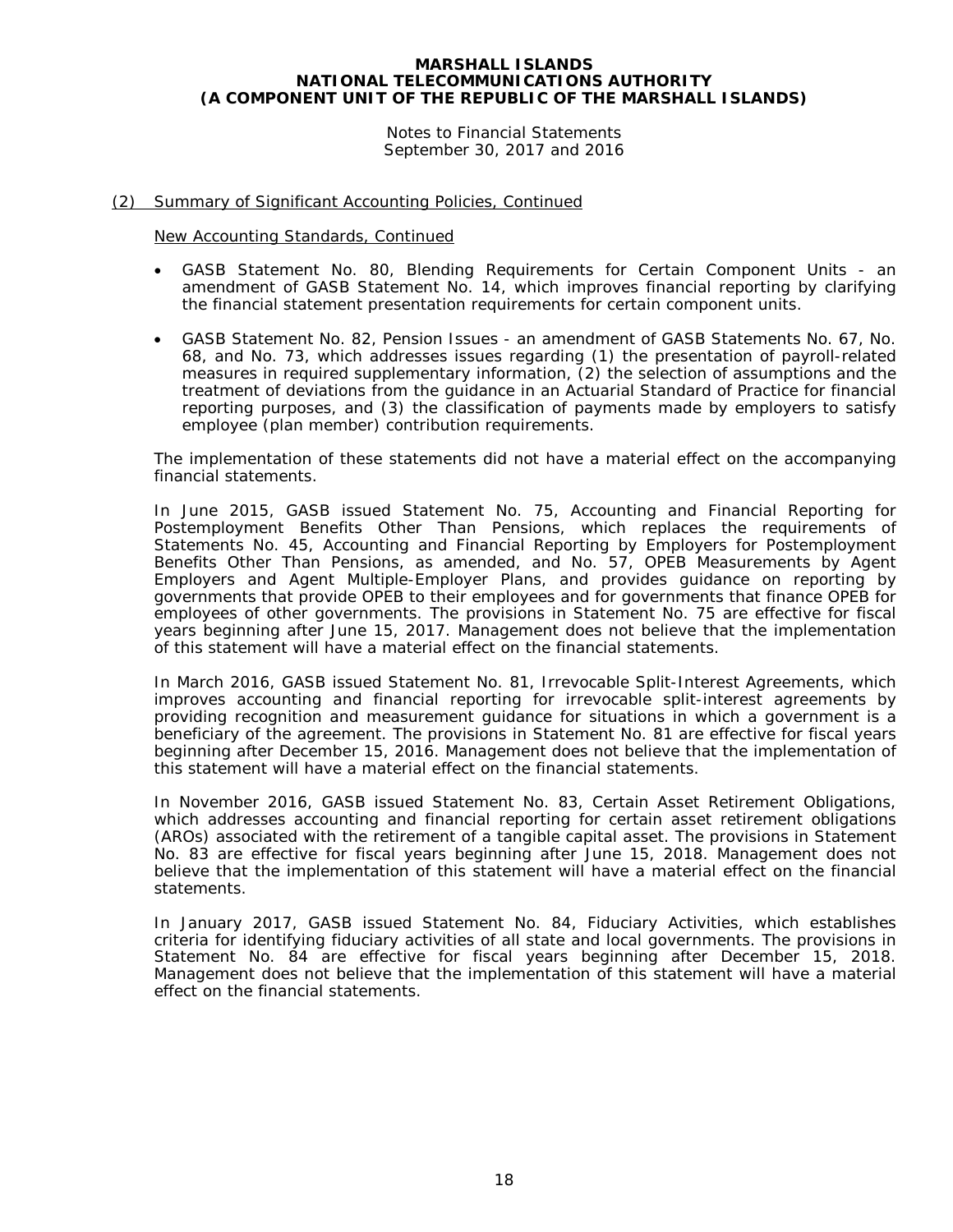## (2) Summary of Significant Accounting Policies, Continued

### New Accounting Standards, Continued

- GASB Statement No. 80, Blending Requirements for Certain Component Units - an amendment of GASB Statement No. 14, which improves financial reporting by clarifying the financial statement presentation requirements for certain component units.

- GASB Statement No. 82, Pension Issues - an amendment of GASB Statements No. 67, No. 68, and No. 73, which addresses issues regarding (1) the presentation of payroll-related measures in required supplementary information, (2) the selection of assumptions and the treatment of deviations from the guidance in an Actuarial Standard of Practice for financial reporting purposes, and (3) the classification of payments made by employers to satisfy employee (plan member) contribution requirements.

The implementation of these statements did not have a material effect on the accompanying financial statements.

In June 2015, GASB issued Statement No. 75, Accounting and Financial Reporting for Postemployment Benefits Other Than Pensions, which replaces the requirements of Statements No. 45, Accounting and Financial Reporting by Employers for Postemployment Benefits Other Than Pensions, as amended, and No. 57, OPEB Measurements by Agent Employers and Agent Multiple-Employer Plans, and provides guidance on reporting by governments that provide OPEB to their employees and for governments that finance OPEB for employees of other governments. The provisions in Statement No. 75 are effective for fiscal years beginning after June 15, 2017. Management does not believe that the implementation of this statement will have a material effect on the financial statements.

In March 2016, GASB issued Statement No. 81, Irrevocable Split-Interest Agreements, which improves accounting and financial reporting for irrevocable split-interest agreements by providing recognition and measurement guidance for situations in which a government is a beneficiary of the agreement. The provisions in Statement No. 81 are effective for fiscal years beginning after December 15, 2016. Management does not believe that the implementation of this statement will have a material effect on the financial statements.

In November 2016, GASB issued Statement No. 83, Certain Asset Retirement Obligations, which addresses accounting and financial reporting for certain asset retirement obligations (AROs) associated with the retirement of a tangible capital asset. The provisions in Statement No. 83 are effective for fiscal years beginning after June 15, 2018. Management does not believe that the implementation of this statement will have a material effect on the financial statements.

In January 2017, GASB issued Statement No. 84, Fiduciary Activities, which establishes criteria for identifying fiduciary activities of all state and local governments. The provisions in Statement No. 84 are effective for fiscal years beginning after December 15, 2018. Management does not believe that the implementation of this statement will have a material effect on the financial statements.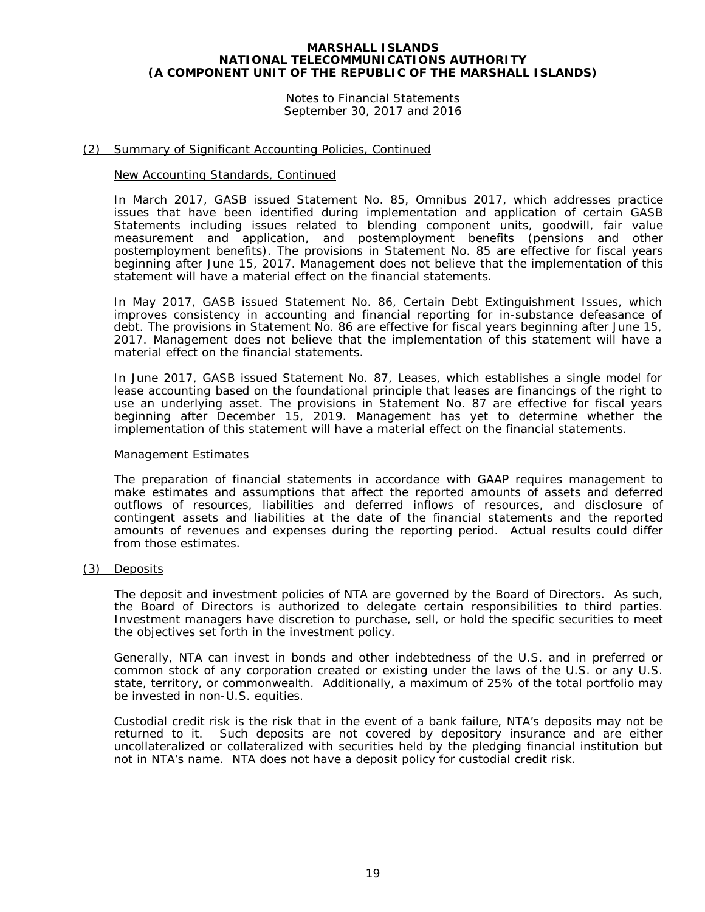**MARSHALL ISLANDS**
**NATIONAL TELECOMMUNICATIONS AUTHORITY**
**(A COMPONENT UNIT OF THE REPUBLIC OF THE MARSHALL ISLANDS)**

Notes to Financial Statements
September 30, 2017 and 2016

## (2) Summary of Significant Accounting Policies, Continued

### New Accounting Standards, Continued

In March 2017, GASB issued Statement No. 85, Omnibus 2017, which addresses practice issues that have been identified during implementation and application of certain GASB Statements including issues related to blending component units, goodwill, fair value measurement and application, and postemployment benefits (pensions and other postemployment benefits). The provisions in Statement No. 85 are effective for fiscal years beginning after June 15, 2017. Management does not believe that the implementation of this statement will have a material effect on the financial statements.

In May 2017, GASB issued Statement No. 86, Certain Debt Extinguishment Issues, which improves consistency in accounting and financial reporting for in-substance defeasance of debt. The provisions in Statement No. 86 are effective for fiscal years beginning after June 15, 2017. Management does not believe that the implementation of this statement will have a material effect on the financial statements.

In June 2017, GASB issued Statement No. 87, Leases, which establishes a single model for lease accounting based on the foundational principle that leases are financings of the right to use an underlying asset. The provisions in Statement No. 87 are effective for fiscal years beginning after December 15, 2019. Management has yet to determine whether the implementation of this statement will have a material effect on the financial statements.

### Management Estimates

The preparation of financial statements in accordance with GAAP requires management to make estimates and assumptions that affect the reported amounts of assets and deferred outflows of resources, liabilities and deferred inflows of resources, and disclosure of contingent assets and liabilities at the date of the financial statements and the reported amounts of revenues and expenses during the reporting period. Actual results could differ from those estimates.

## (3) Deposits

The deposit and investment policies of NTA are governed by the Board of Directors. As such, the Board of Directors is authorized to delegate certain responsibilities to third parties. Investment managers have discretion to purchase, sell, or hold the specific securities to meet the objectives set forth in the investment policy.

Generally, NTA can invest in bonds and other indebtedness of the U.S. and in preferred or common stock of any corporation created or existing under the laws of the U.S. or any U.S. state, territory, or commonwealth. Additionally, a maximum of 25% of the total portfolio may be invested in non-U.S. equities.

Custodial credit risk is the risk that in the event of a bank failure, NTA's deposits may not be returned to it. Such deposits are not covered by depository insurance and are either uncollateralized or collateralized with securities held by the pledging financial institution but not in NTA's name. NTA does not have a deposit policy for custodial credit risk.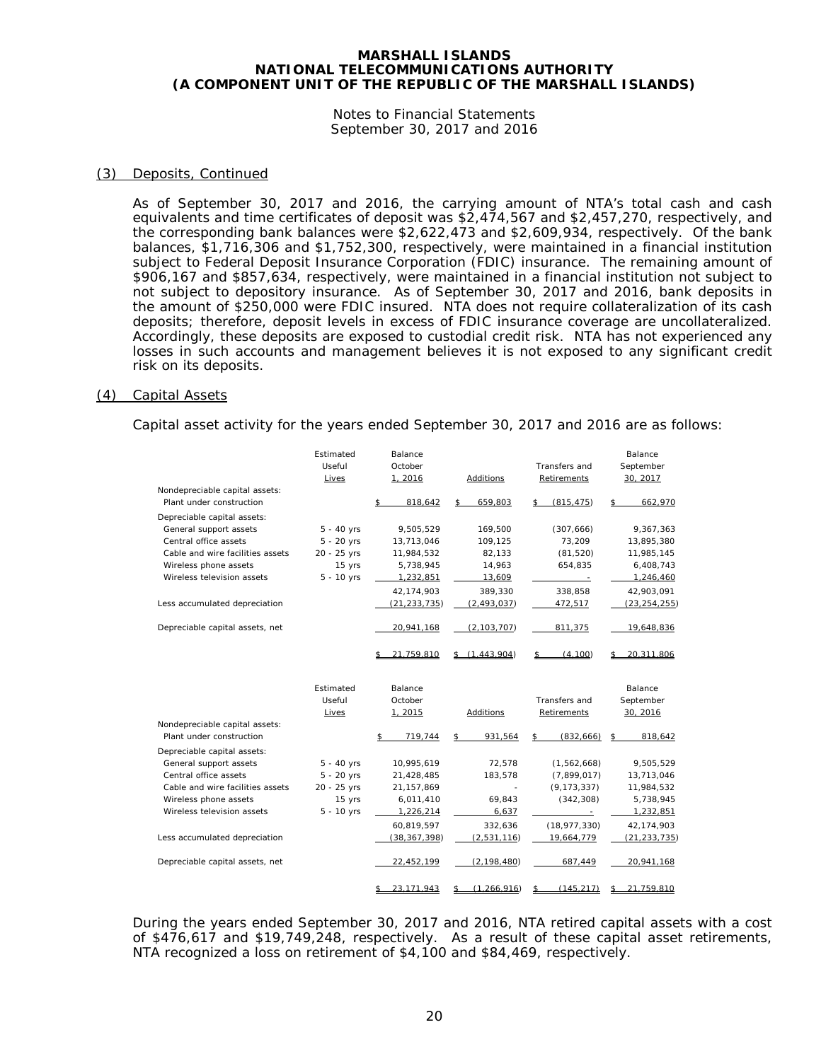# MARSHALL ISLANDS NATIONAL TELECOMMUNICATIONS AUTHORITY (A COMPONENT UNIT OF THE REPUBLIC OF THE MARSHALL ISLANDS)

Notes to Financial Statements
September 30, 2017 and 2016

## (3) Deposits, Continued

As of September 30, 2017 and 2016, the carrying amount of NTA's total cash and cash equivalents and time certificates of deposit was $2,474,567 and $2,457,270, respectively, and the corresponding bank balances were $2,622,473 and $2,609,934, respectively. Of the bank balances, $1,716,306 and $1,752,300, respectively, were maintained in a financial institution subject to Federal Deposit Insurance Corporation (FDIC) insurance. The remaining amount of $906,167 and $857,634, respectively, were maintained in a financial institution not subject to not subject to depository insurance. As of September 30, 2017 and 2016, bank deposits in the amount of $250,000 were FDIC insured. NTA does not require collateralization of its cash deposits; therefore, deposit levels in excess of FDIC insurance coverage are uncollateralized. Accordingly, these deposits are exposed to custodial credit risk. NTA has not experienced any losses in such accounts and management believes it is not exposed to any significant credit risk on its deposits.

## (4) Capital Assets

Capital asset activity for the years ended September 30, 2017 and 2016 are as follows:

| | Estimated Useful Lives | Balance October 1, 2016 | Additions | Transfers and Retirements | Balance September 30, 2017 |
|---|---|---|---|---|---|
| Nondepreciable capital assets: | | | | | |
| Plant under construction | | $ 818,642 | $ 659,803 | $ (815,475) | $ 662,970 |
| Depreciable capital assets: | | | | | |
| General support assets | 5 - 40 yrs | 9,505,529 | 169,500 | (307,666) | 9,367,363 |
| Central office assets | 5 - 20 yrs | 13,713,046 | 109,125 | 73,209 | 13,895,380 |
| Cable and wire facilities assets | 20 - 25 yrs | 11,984,532 | 82,133 | (81,520) | 11,985,145 |
| Wireless phone assets | 15 yrs | 5,738,945 | 14,963 | 654,835 | 6,408,743 |
| Wireless television assets | 5 - 10 yrs | 1,232,851 | 13,609 | - | 1,246,460 |
| | | 42,174,903 | 389,330 | 338,858 | 42,903,091 |
| Less accumulated depreciation | | (21,233,735) | (2,493,037) | 472,517 | (23,254,255) |
| Depreciable capital assets, net | | 20,941,168 | (2,103,707) | 811,375 | 19,648,836 |
| | | $ 21,759,810 | $ (1,443,904) | $ (4,100) | $ 20,311,806 |

| | Estimated Useful Lives | Balance October 1, 2015 | Additions | Transfers and Retirements | Balance September 30, 2016 |
|---|---|---|---|---|---|
| Nondepreciable capital assets: | | | | | |
| Plant under construction | | $ 719,744 | $ 931,564 | $ (832,666) | $ 818,642 |
| Depreciable capital assets: | | | | | |
| General support assets | 5 - 40 yrs | 10,995,619 | 72,578 | (1,562,668) | 9,505,529 |
| Central office assets | 5 - 20 yrs | 21,428,485 | 183,578 | (7,899,017) | 13,713,046 |
| Cable and wire facilities assets | 20 - 25 yrs | 21,157,869 | - | (9,173,337) | 11,984,532 |
| Wireless phone assets | 15 yrs | 6,011,410 | 69,843 | (342,308) | 5,738,945 |
| Wireless television assets | 5 - 10 yrs | 1,226,214 | 6,637 | - | 1,232,851 |
| | | 60,819,597 | 332,636 | (18,977,330) | 42,174,903 |
| Less accumulated depreciation | | (38,367,398) | (2,531,116) | 19,664,779 | (21,233,735) |
| Depreciable capital assets, net | | 22,452,199 | (2,198,480) | 687,449 | 20,941,168 |
| | | $ 23,171,943 | $ (1,266,916) | $ (145,217) | $ 21,759,810 |

During the years ended September 30, 2017 and 2016, NTA retired capital assets with a cost of $476,617 and $19,749,248, respectively. As a result of these capital asset retirements, NTA recognized a loss on retirement of $4,100 and $84,469, respectively.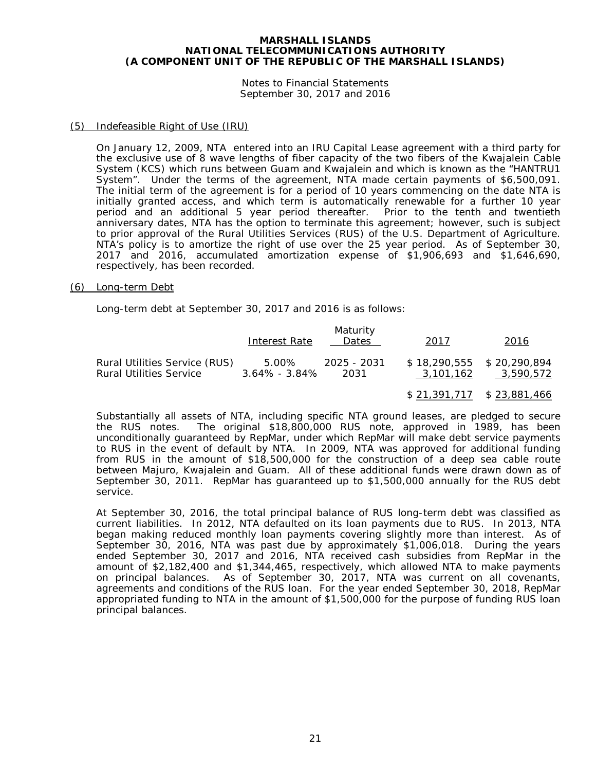# MARSHALL ISLANDS NATIONAL TELECOMMUNICATIONS AUTHORITY (A COMPONENT UNIT OF THE REPUBLIC OF THE MARSHALL ISLANDS)

Notes to Financial Statements
September 30, 2017 and 2016

## (5) Indefeasible Right of Use (IRU)

On January 12, 2009, NTA entered into an IRU Capital Lease agreement with a third party for the exclusive use of 8 wave lengths of fiber capacity of the two fibers of the Kwajalein Cable System (KCS) which runs between Guam and Kwajalein and which is known as the "HANTRU1 System". Under the terms of the agreement, NTA made certain payments of $6,500,091. The initial term of the agreement is for a period of 10 years commencing on the date NTA is initially granted access, and which term is automatically renewable for a further 10 year period and an additional 5 year period thereafter. Prior to the tenth and twentieth anniversary dates, NTA has the option to terminate this agreement; however, such is subject to prior approval of the Rural Utilities Services (RUS) of the U.S. Department of Agriculture. NTA's policy is to amortize the right of use over the 25 year period. As of September 30, 2017 and 2016, accumulated amortization expense of $1,906,693 and $1,646,690, respectively, has been recorded.

## (6) Long-term Debt

Long-term debt at September 30, 2017 and 2016 is as follows:

| | Interest Rate | Maturity Dates | 2017 | 2016 |
|---|---|---|---|---|
| Rural Utilities Service (RUS) | 5.00% | 2025 - 2031 | $ 18,290,555 | $ 20,290,894 |
| Rural Utilities Service | 3.64% - 3.84% | 2031 | 3,101,162 | 3,590,572 |
| | | | $ 21,391,717 | $ 23,881,466 |

Substantially all assets of NTA, including specific NTA ground leases, are pledged to secure the RUS notes. The original $18,800,000 RUS note, approved in 1989, has been unconditionally guaranteed by RepMar, under which RepMar will make debt service payments to RUS in the event of default by NTA. In 2009, NTA was approved for additional funding from RUS in the amount of $18,500,000 for the construction of a deep sea cable route between Majuro, Kwajalein and Guam. All of these additional funds were drawn down as of September 30, 2011. RepMar has guaranteed up to $1,500,000 annually for the RUS debt service.

At September 30, 2016, the total principal balance of RUS long-term debt was classified as current liabilities. In 2012, NTA defaulted on its loan payments due to RUS. In 2013, NTA began making reduced monthly loan payments covering slightly more than interest. As of September 30, 2016, NTA was past due by approximately $1,006,018. During the years ended September 30, 2017 and 2016, NTA received cash subsidies from RepMar in the amount of $2,182,400 and $1,344,465, respectively, which allowed NTA to make payments on principal balances. As of September 30, 2017, NTA was current on all covenants, agreements and conditions of the RUS loan. For the year ended September 30, 2018, RepMar appropriated funding to NTA in the amount of $1,500,000 for the purpose of funding RUS loan principal balances.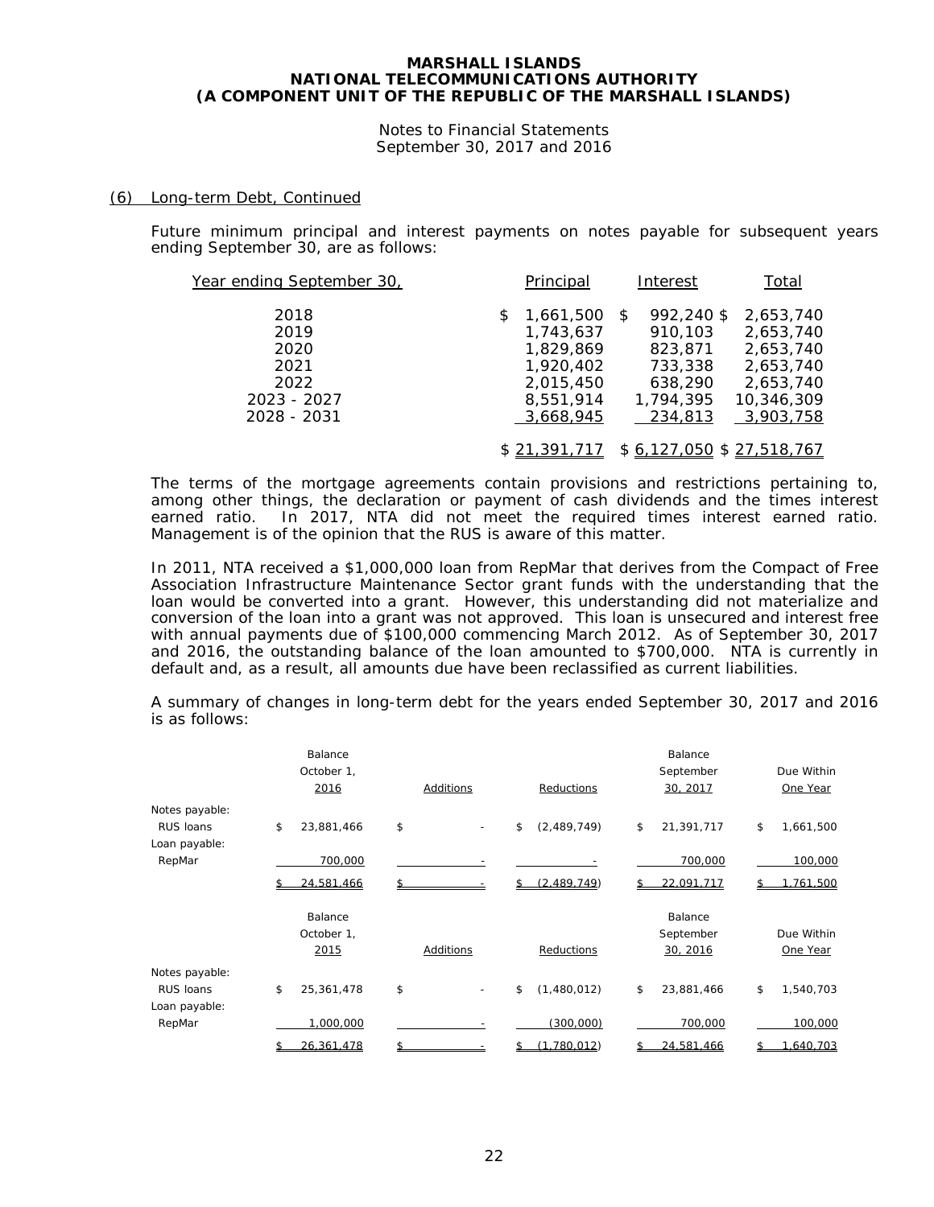### (6) Long-term Debt, Continued

Future minimum principal and interest payments on notes payable for subsequent years ending September 30, are as follows:

| Year ending September 30, | Principal | Interest | Total |
|---|---|---|---|
| 2018 | $ 1,661,500 | $ 992,240 | $ 2,653,740 |
| 2019 | 1,743,637 | 910,103 | 2,653,740 |
| 2020 | 1,829,869 | 823,871 | 2,653,740 |
| 2021 | 1,920,402 | 733,338 | 2,653,740 |
| 2022 | 2,015,450 | 638,290 | 2,653,740 |
| 2023 - 2027 | 8,551,914 | 1,794,395 | 10,346,309 |
| 2028 - 2031 | 3,668,945 | 234,813 | 3,903,758 |
| | $ 21,391,717 | $ 6,127,050 | $ 27,518,767 |

The terms of the mortgage agreements contain provisions and restrictions pertaining to, among other things, the declaration or payment of cash dividends and the times interest earned ratio. In 2017, NTA did not meet the required times interest earned ratio. Management is of the opinion that the RUS is aware of this matter.

In 2011, NTA received a $1,000,000 loan from RepMar that derives from the Compact of Free Association Infrastructure Maintenance Sector grant funds with the understanding that the loan would be converted into a grant. However, this understanding did not materialize and conversion of the loan into a grant was not approved. This loan is unsecured and interest free with annual payments due of $100,000 commencing March 2012. As of September 30, 2017 and 2016, the outstanding balance of the loan amounted to $700,000. NTA is currently in default and, as a result, all amounts due have been reclassified as current liabilities.

A summary of changes in long-term debt for the years ended September 30, 2017 and 2016 is as follows:

| | Balance October 1, 2016 | Additions | Reductions | Balance September 30, 2017 | Due Within One Year |
|---|---|---|---|---|---|
| Notes payable: | | | | | |
| RUS loans | $ 23,881,466 | $ - | $ (2,489,749) | $ 21,391,717 | $ 1,661,500 |
| Loan payable: | | | | | |
| RepMar | 700,000 | - | - | 700,000 | 100,000 |
| | $ 24,581,466 | $ - | $ (2,489,749) | $ 22,091,717 | $ 1,761,500 |

| | Balance October 1, 2015 | Additions | Reductions | Balance September 30, 2016 | Due Within One Year |
|---|---|---|---|---|---|
| Notes payable: | | | | | |
| RUS loans | $ 25,361,478 | $ - | $ (1,480,012) | $ 23,881,466 | $ 1,540,703 |
| Loan payable: | | | | | |
| RepMar | 1,000,000 | - | (300,000) | 700,000 | 100,000 |
| | $ 26,361,478 | $ - | $ (1,780,012) | $ 24,581,466 | $ 1,640,703 |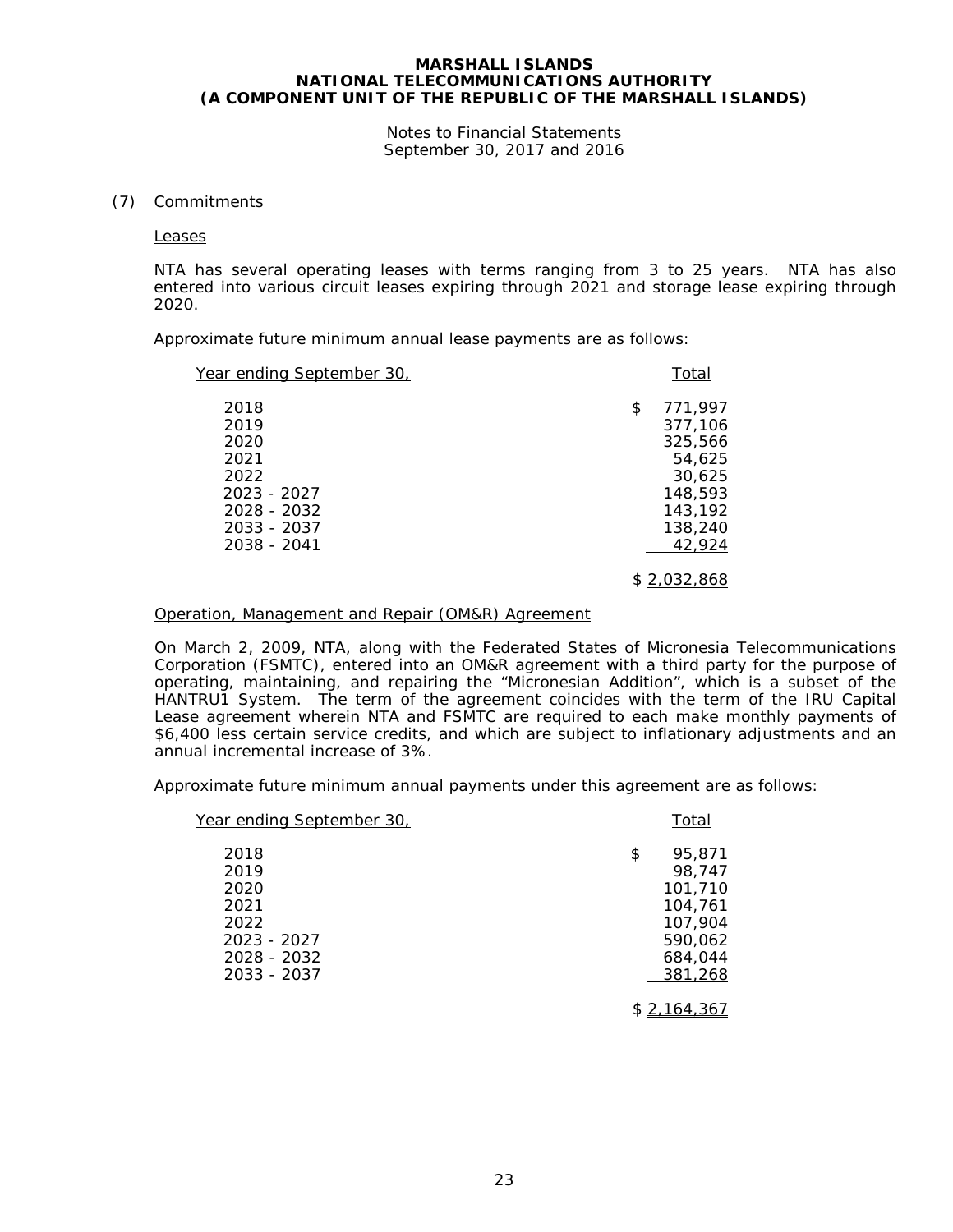## (7) Commitments

### Leases

NTA has several operating leases with terms ranging from 3 to 25 years. NTA has also entered into various circuit leases expiring through 2021 and storage lease expiring through 2020.

Approximate future minimum annual lease payments are as follows:

| Year ending September 30, | Total |
|---|---|
| 2018 | $ 771,997 |
| 2019 | 377,106 |
| 2020 | 325,566 |
| 2021 | 54,625 |
| 2022 | 30,625 |
| 2023 - 2027 | 148,593 |
| 2028 - 2032 | 143,192 |
| 2033 - 2037 | 138,240 |
| 2038 - 2041 | 42,924 |
| | $ 2,032,868 |

### Operation, Management and Repair (OM&R) Agreement

On March 2, 2009, NTA, along with the Federated States of Micronesia Telecommunications Corporation (FSMTC), entered into an OM&R agreement with a third party for the purpose of operating, maintaining, and repairing the "Micronesian Addition", which is a subset of the HANTRU1 System. The term of the agreement coincides with the term of the IRU Capital Lease agreement wherein NTA and FSMTC are required to each make monthly payments of $6,400 less certain service credits, and which are subject to inflationary adjustments and an annual incremental increase of 3%.

Approximate future minimum annual payments under this agreement are as follows:

| Year ending September 30, | Total |
|---|---|
| 2018 | $ 95,871 |
| 2019 | 98,747 |
| 2020 | 101,710 |
| 2021 | 104,761 |
| 2022 | 107,904 |
| 2023 - 2027 | 590,062 |
| 2028 - 2032 | 684,044 |
| 2033 - 2037 | 381,268 |
| | $ 2,164,367 |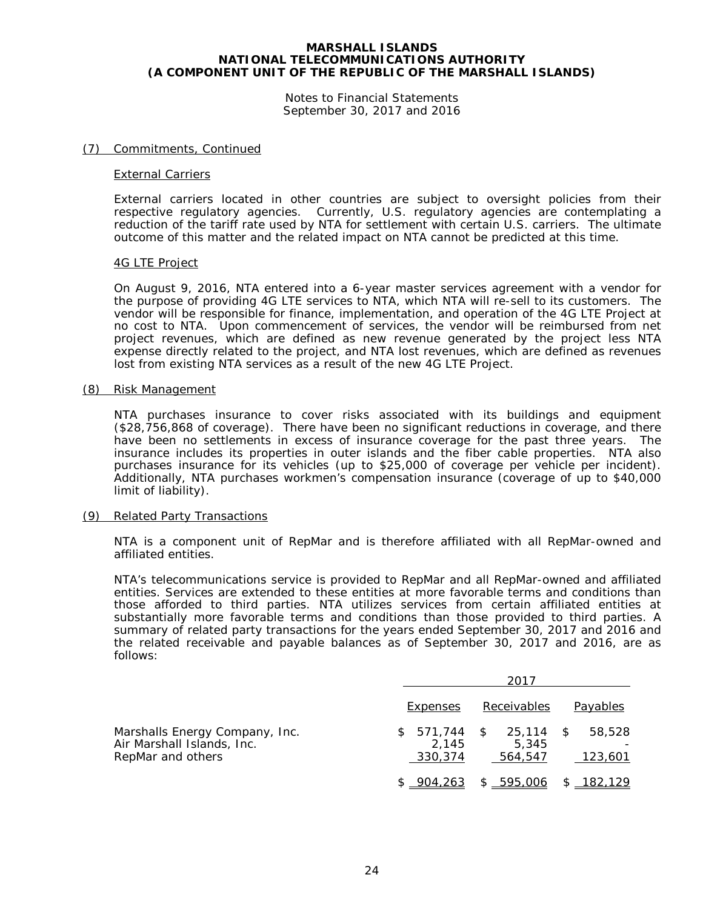**MARSHALL ISLANDS**
**NATIONAL TELECOMMUNICATIONS AUTHORITY**
**(A COMPONENT UNIT OF THE REPUBLIC OF THE MARSHALL ISLANDS)**

Notes to Financial Statements
September 30, 2017 and 2016

(7) Commitments, Continued

External Carriers

External carriers located in other countries are subject to oversight policies from their respective regulatory agencies. Currently, U.S. regulatory agencies are contemplating a reduction of the tariff rate used by NTA for settlement with certain U.S. carriers. The ultimate outcome of this matter and the related impact on NTA cannot be predicted at this time.

4G LTE Project

On August 9, 2016, NTA entered into a 6-year master services agreement with a vendor for the purpose of providing 4G LTE services to NTA, which NTA will re-sell to its customers. The vendor will be responsible for finance, implementation, and operation of the 4G LTE Project at no cost to NTA. Upon commencement of services, the vendor will be reimbursed from net project revenues, which are defined as new revenue generated by the project less NTA expense directly related to the project, and NTA lost revenues, which are defined as revenues lost from existing NTA services as a result of the new 4G LTE Project.

(8) Risk Management

NTA purchases insurance to cover risks associated with its buildings and equipment ($28,756,868 of coverage). There have been no significant reductions in coverage, and there have been no settlements in excess of insurance coverage for the past three years. The insurance includes its properties in outer islands and the fiber cable properties. NTA also purchases insurance for its vehicles (up to $25,000 of coverage per vehicle per incident). Additionally, NTA purchases workmen's compensation insurance (coverage of up to $40,000 limit of liability).

(9) Related Party Transactions

NTA is a component unit of RepMar and is therefore affiliated with all RepMar-owned and affiliated entities.

NTA's telecommunications service is provided to RepMar and all RepMar-owned and affiliated entities. Services are extended to these entities at more favorable terms and conditions than those afforded to third parties. NTA utilizes services from certain affiliated entities at substantially more favorable terms and conditions than those provided to third parties. A summary of related party transactions for the years ended September 30, 2017 and 2016 and the related receivable and payable balances as of September 30, 2017 and 2016, are as follows:

| | 2017 | | |
|---|---|---|---|
| | Expenses | Receivables | Payables |
| Marshalls Energy Company, Inc. | $ 571,744 | $ 25,114 | $ 58,528 |
| Air Marshall Islands, Inc. | 2,145 | 5,345 | - |
| RepMar and others | 330,374 | 564,547 | 123,601 |
| | $ 904,263 | $ 595,006 | $ 182,129 |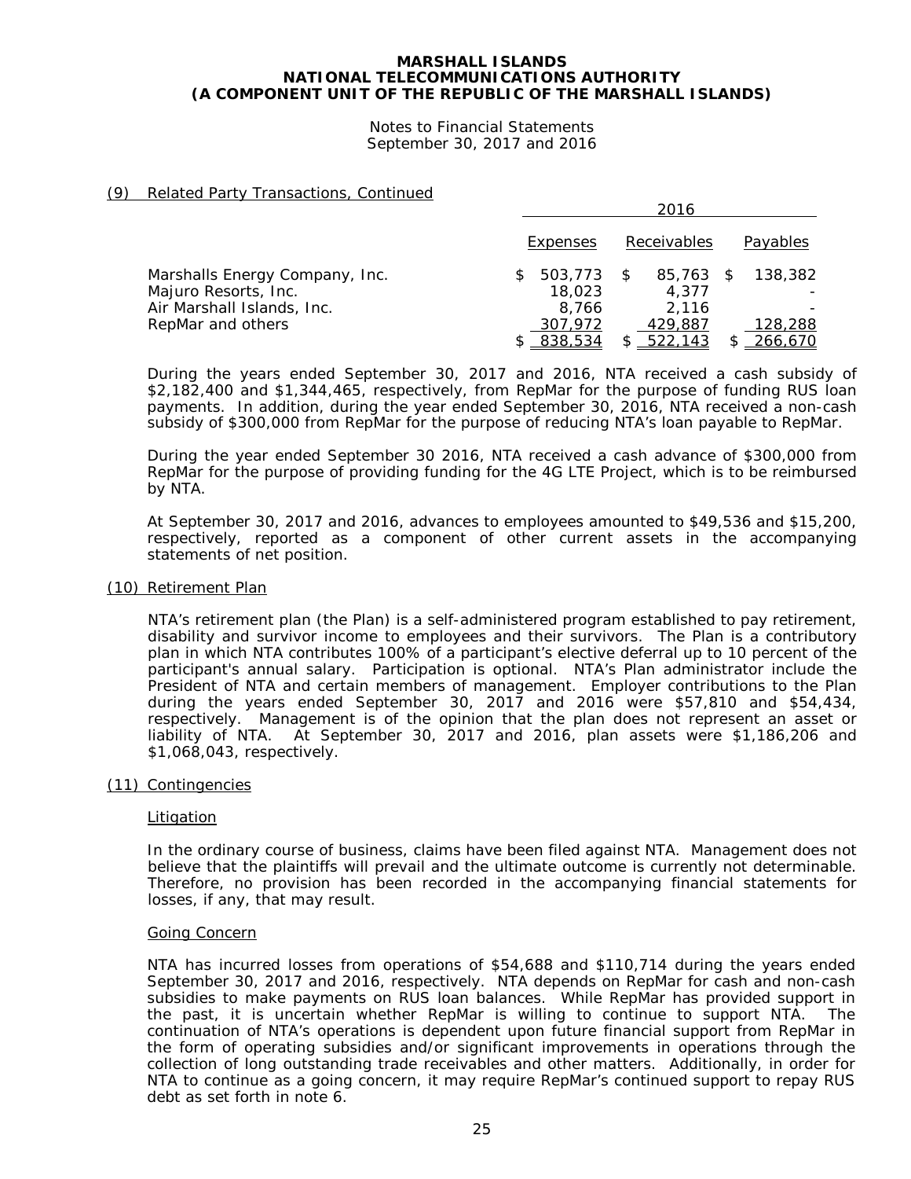## (9) Related Party Transactions, Continued

| | 2016 | | |
|---|---|---|---|
| | Expenses | Receivables | Payables |
| Marshalls Energy Company, Inc. | $ 503,773 | $ 85,763 | $ 138,382 |
| Majuro Resorts, Inc. | 18,023 | 4,377 | - |
| Air Marshall Islands, Inc. | 8,766 | 2,116 | - |
| RepMar and others | 307,972 | 429,887 | 128,288 |
| | $ 838,534 | $ 522,143 | $ 266,670 |

During the years ended September 30, 2017 and 2016, NTA received a cash subsidy of $2,182,400 and $1,344,465, respectively, from RepMar for the purpose of funding RUS loan payments. In addition, during the year ended September 30, 2016, NTA received a non-cash subsidy of $300,000 from RepMar for the purpose of reducing NTA's loan payable to RepMar.

During the year ended September 30 2016, NTA received a cash advance of $300,000 from RepMar for the purpose of providing funding for the 4G LTE Project, which is to be reimbursed by NTA.

At September 30, 2017 and 2016, advances to employees amounted to $49,536 and $15,200, respectively, reported as a component of other current assets in the accompanying statements of net position.

## (10) Retirement Plan

NTA's retirement plan (the Plan) is a self-administered program established to pay retirement, disability and survivor income to employees and their survivors. The Plan is a contributory plan in which NTA contributes 100% of a participant's elective deferral up to 10 percent of the participant's annual salary. Participation is optional. NTA's Plan administrator include the President of NTA and certain members of management. Employer contributions to the Plan during the years ended September 30, 2017 and 2016 were $57,810 and $54,434, respectively. Management is of the opinion that the plan does not represent an asset or liability of NTA. At September 30, 2017 and 2016, plan assets were $1,186,206 and $1,068,043, respectively.

## (11) Contingencies

### Litigation

In the ordinary course of business, claims have been filed against NTA. Management does not believe that the plaintiffs will prevail and the ultimate outcome is currently not determinable. Therefore, no provision has been recorded in the accompanying financial statements for losses, if any, that may result.

### Going Concern

NTA has incurred losses from operations of $54,688 and $110,714 during the years ended September 30, 2017 and 2016, respectively. NTA depends on RepMar for cash and non-cash subsidies to make payments on RUS loan balances. While RepMar has provided support in the past, it is uncertain whether RepMar is willing to continue to support NTA. The continuation of NTA's operations is dependent upon future financial support from RepMar in the form of operating subsidies and/or significant improvements in operations through the collection of long outstanding trade receivables and other matters. Additionally, in order for NTA to continue as a going concern, it may require RepMar's continued support to repay RUS debt as set forth in note 6.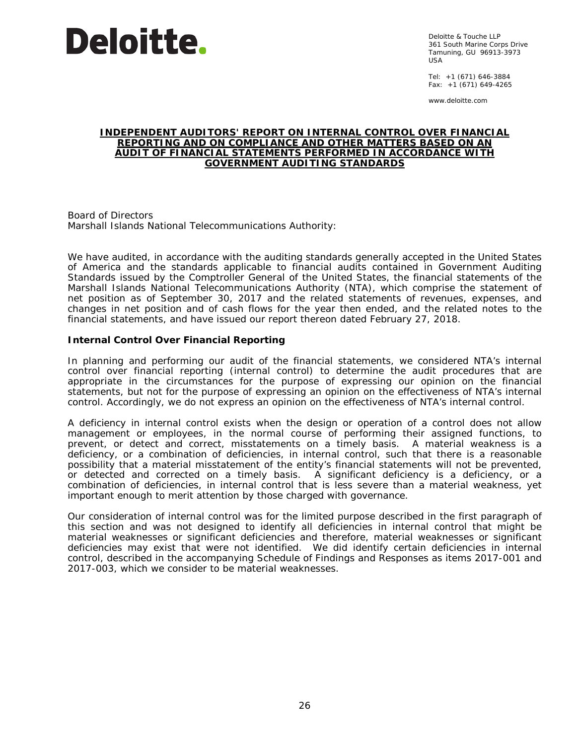Deloitte.

Deloitte & Touche LLP
361 South Marine Corps Drive
Tamuning, GU 96913-3973
USA

Tel: +1 (671) 646-3884
Fax: +1 (671) 649-4265

www.deloitte.com

# INDEPENDENT AUDITORS' REPORT ON INTERNAL CONTROL OVER FINANCIAL REPORTING AND ON COMPLIANCE AND OTHER MATTERS BASED ON AN AUDIT OF FINANCIAL STATEMENTS PERFORMED IN ACCORDANCE WITH GOVERNMENT AUDITING STANDARDS

Board of Directors
Marshall Islands National Telecommunications Authority:

We have audited, in accordance with the auditing standards generally accepted in the United States of America and the standards applicable to financial audits contained in Government Auditing Standards issued by the Comptroller General of the United States, the financial statements of the Marshall Islands National Telecommunications Authority (NTA), which comprise the statement of net position as of September 30, 2017 and the related statements of revenues, expenses, and changes in net position and of cash flows for the year then ended, and the related notes to the financial statements, and have issued our report thereon dated February 27, 2018.

## Internal Control Over Financial Reporting

In planning and performing our audit of the financial statements, we considered NTA's internal control over financial reporting (internal control) to determine the audit procedures that are appropriate in the circumstances for the purpose of expressing our opinion on the financial statements, but not for the purpose of expressing an opinion on the effectiveness of NTA's internal control. Accordingly, we do not express an opinion on the effectiveness of NTA's internal control.

A deficiency in internal control exists when the design or operation of a control does not allow management or employees, in the normal course of performing their assigned functions, to prevent, or detect and correct, misstatements on a timely basis. A material weakness is a deficiency, or a combination of deficiencies, in internal control, such that there is a reasonable possibility that a material misstatement of the entity's financial statements will not be prevented, or detected and corrected on a timely basis. A significant deficiency is a deficiency, or a combination of deficiencies, in internal control that is less severe than a material weakness, yet important enough to merit attention by those charged with governance.

Our consideration of internal control was for the limited purpose described in the first paragraph of this section and was not designed to identify all deficiencies in internal control that might be material weaknesses or significant deficiencies and therefore, material weaknesses or significant deficiencies may exist that were not identified. We did identify certain deficiencies in internal control, described in the accompanying Schedule of Findings and Responses as items 2017-001 and 2017-003, which we consider to be material weaknesses.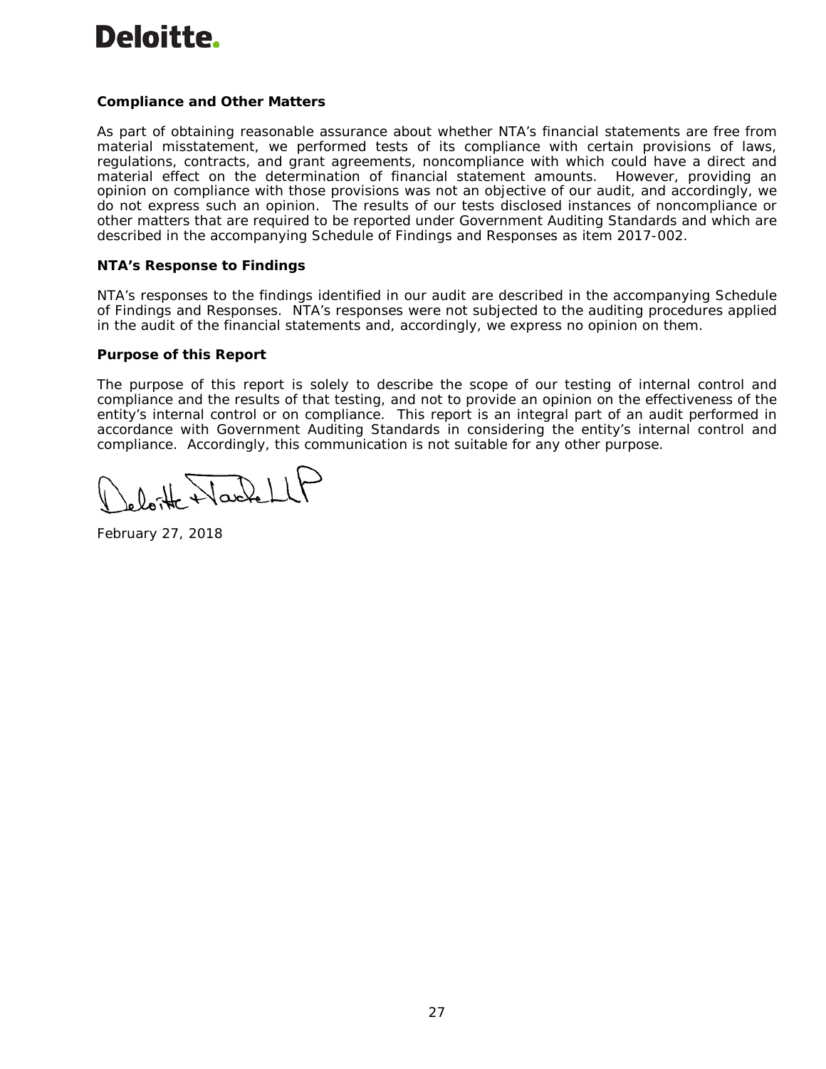Deloitte.

### Compliance and Other Matters

As part of obtaining reasonable assurance about whether NTA's financial statements are free from material misstatement, we performed tests of its compliance with certain provisions of laws, regulations, contracts, and grant agreements, noncompliance with which could have a direct and material effect on the determination of financial statement amounts. However, providing an opinion on compliance with those provisions was not an objective of our audit, and accordingly, we do not express such an opinion. The results of our tests disclosed instances of noncompliance or other matters that are required to be reported under Government Auditing Standards and which are described in the accompanying Schedule of Findings and Responses as item 2017-002.

### NTA's Response to Findings

NTA's responses to the findings identified in our audit are described in the accompanying Schedule of Findings and Responses. NTA's responses were not subjected to the auditing procedures applied in the audit of the financial statements and, accordingly, we express no opinion on them.

### Purpose of this Report

The purpose of this report is solely to describe the scope of our testing of internal control and compliance and the results of that testing, and not to provide an opinion on the effectiveness of the entity's internal control or on compliance. This report is an integral part of an audit performed in accordance with Government Auditing Standards in considering the entity's internal control and compliance. Accordingly, this communication is not suitable for any other purpose.

Deloitte & Touche LLP

February 27, 2018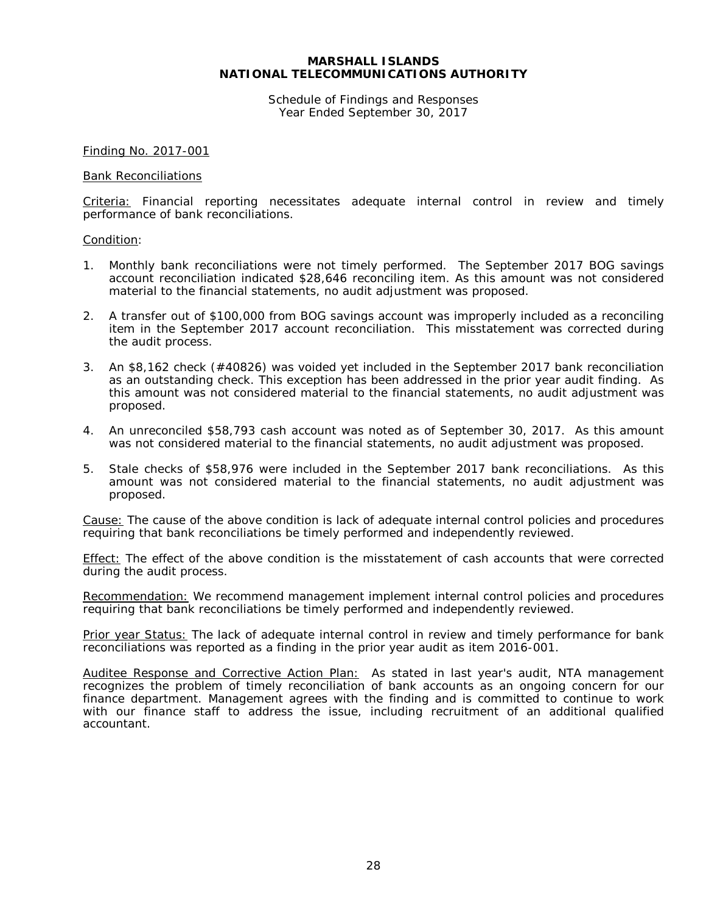**MARSHALL ISLANDS**
**NATIONAL TELECOMMUNICATIONS AUTHORITY**

Schedule of Findings and Responses
Year Ended September 30, 2017

Finding No. 2017-001

Bank Reconciliations

Criteria: Financial reporting necessitates adequate internal control in review and timely performance of bank reconciliations.

Condition:

1. Monthly bank reconciliations were not timely performed. The September 2017 BOG savings account reconciliation indicated $28,646 reconciling item. As this amount was not considered material to the financial statements, no audit adjustment was proposed.

2. A transfer out of $100,000 from BOG savings account was improperly included as a reconciling item in the September 2017 account reconciliation. This misstatement was corrected during the audit process.

3. An $8,162 check (#40826) was voided yet included in the September 2017 bank reconciliation as an outstanding check. This exception has been addressed in the prior year audit finding. As this amount was not considered material to the financial statements, no audit adjustment was proposed.

4. An unreconciled $58,793 cash account was noted as of September 30, 2017. As this amount was not considered material to the financial statements, no audit adjustment was proposed.

5. Stale checks of $58,976 were included in the September 2017 bank reconciliations. As this amount was not considered material to the financial statements, no audit adjustment was proposed.

Cause: The cause of the above condition is lack of adequate internal control policies and procedures requiring that bank reconciliations be timely performed and independently reviewed.

Effect: The effect of the above condition is the misstatement of cash accounts that were corrected during the audit process.

Recommendation: We recommend management implement internal control policies and procedures requiring that bank reconciliations be timely performed and independently reviewed.

Prior year Status: The lack of adequate internal control in review and timely performance for bank reconciliations was reported as a finding in the prior year audit as item 2016-001.

Auditee Response and Corrective Action Plan: As stated in last year's audit, NTA management recognizes the problem of timely reconciliation of bank accounts as an ongoing concern for our finance department. Management agrees with the finding and is committed to continue to work with our finance staff to address the issue, including recruitment of an additional qualified accountant.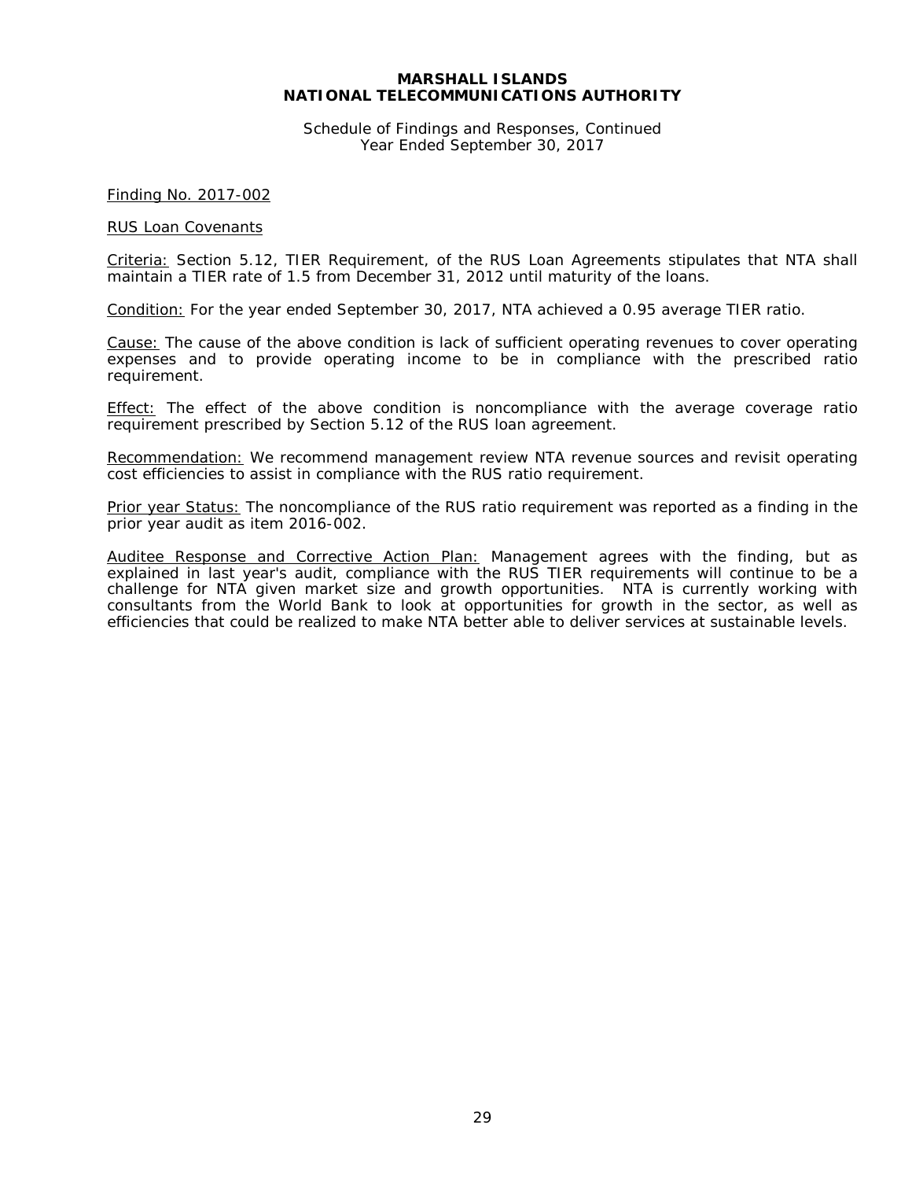**MARSHALL ISLANDS**
**NATIONAL TELECOMMUNICATIONS AUTHORITY**

Schedule of Findings and Responses, Continued
Year Ended September 30, 2017

Finding No. 2017-002

RUS Loan Covenants

Criteria: Section 5.12, TIER Requirement, of the RUS Loan Agreements stipulates that NTA shall maintain a TIER rate of 1.5 from December 31, 2012 until maturity of the loans.

Condition: For the year ended September 30, 2017, NTA achieved a 0.95 average TIER ratio.

Cause: The cause of the above condition is lack of sufficient operating revenues to cover operating expenses and to provide operating income to be in compliance with the prescribed ratio requirement.

Effect: The effect of the above condition is noncompliance with the average coverage ratio requirement prescribed by Section 5.12 of the RUS loan agreement.

Recommendation: We recommend management review NTA revenue sources and revisit operating cost efficiencies to assist in compliance with the RUS ratio requirement.

Prior year Status: The noncompliance of the RUS ratio requirement was reported as a finding in the prior year audit as item 2016-002.

Auditee Response and Corrective Action Plan: Management agrees with the finding, but as explained in last year's audit, compliance with the RUS TIER requirements will continue to be a challenge for NTA given market size and growth opportunities. NTA is currently working with consultants from the World Bank to look at opportunities for growth in the sector, as well as efficiencies that could be realized to make NTA better able to deliver services at sustainable levels.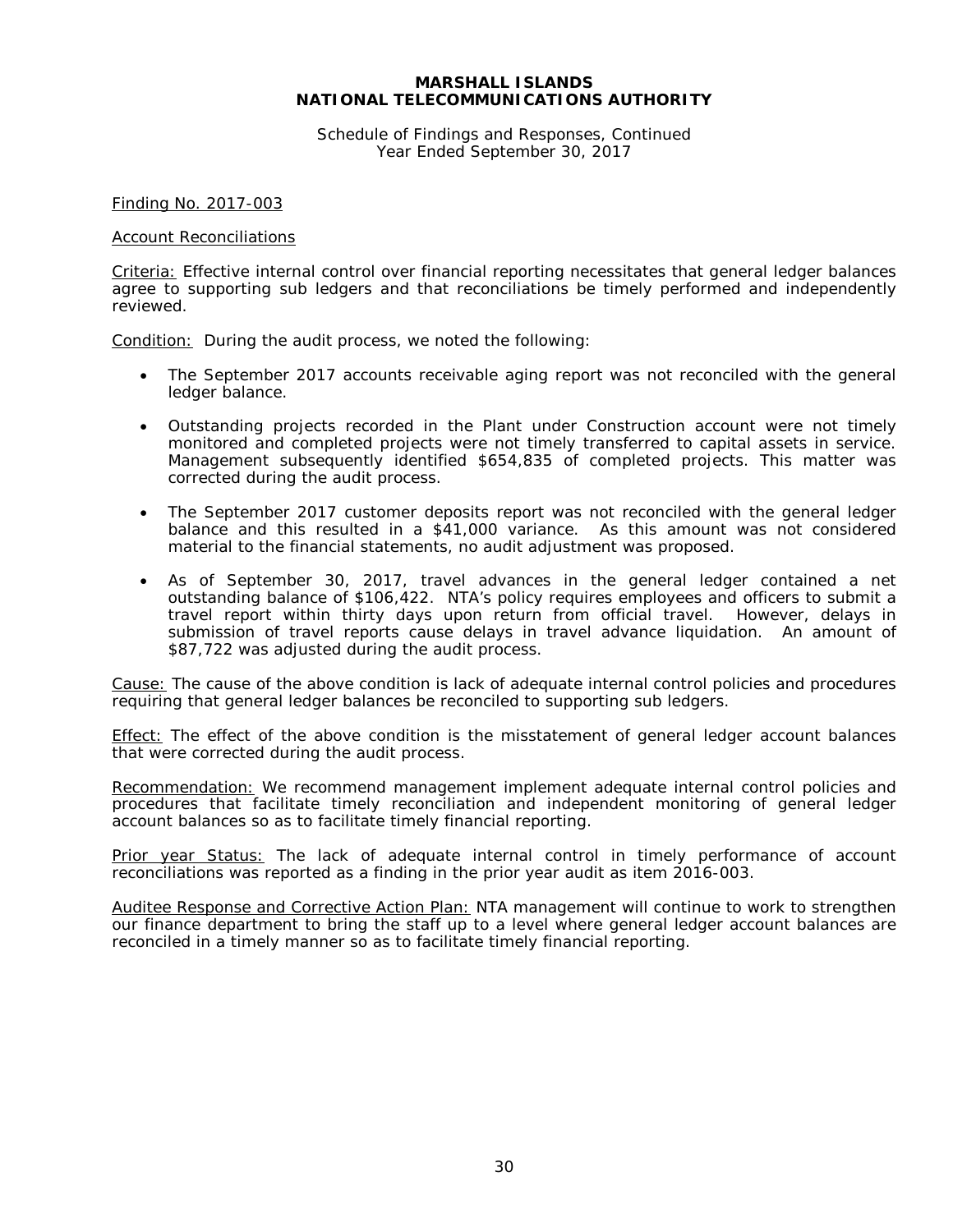**MARSHALL ISLANDS**
**NATIONAL TELECOMMUNICATIONS AUTHORITY**

Schedule of Findings and Responses, Continued
Year Ended September 30, 2017

Finding No. 2017-003

Account Reconciliations

Criteria: Effective internal control over financial reporting necessitates that general ledger balances agree to supporting sub ledgers and that reconciliations be timely performed and independently reviewed.

Condition: During the audit process, we noted the following:

- The September 2017 accounts receivable aging report was not reconciled with the general ledger balance.
- Outstanding projects recorded in the Plant under Construction account were not timely monitored and completed projects were not timely transferred to capital assets in service. Management subsequently identified $654,835 of completed projects. This matter was corrected during the audit process.
- The September 2017 customer deposits report was not reconciled with the general ledger balance and this resulted in a $41,000 variance. As this amount was not considered material to the financial statements, no audit adjustment was proposed.
- As of September 30, 2017, travel advances in the general ledger contained a net outstanding balance of $106,422. NTA's policy requires employees and officers to submit a travel report within thirty days upon return from official travel. However, delays in submission of travel reports cause delays in travel advance liquidation. An amount of $87,722 was adjusted during the audit process.

Cause: The cause of the above condition is lack of adequate internal control policies and procedures requiring that general ledger balances be reconciled to supporting sub ledgers.

Effect: The effect of the above condition is the misstatement of general ledger account balances that were corrected during the audit process.

Recommendation: We recommend management implement adequate internal control policies and procedures that facilitate timely reconciliation and independent monitoring of general ledger account balances so as to facilitate timely financial reporting.

Prior year Status: The lack of adequate internal control in timely performance of account reconciliations was reported as a finding in the prior year audit as item 2016-003.

Auditee Response and Corrective Action Plan: NTA management will continue to work to strengthen our finance department to bring the staff up to a level where general ledger account balances are reconciled in a timely manner so as to facilitate timely financial reporting.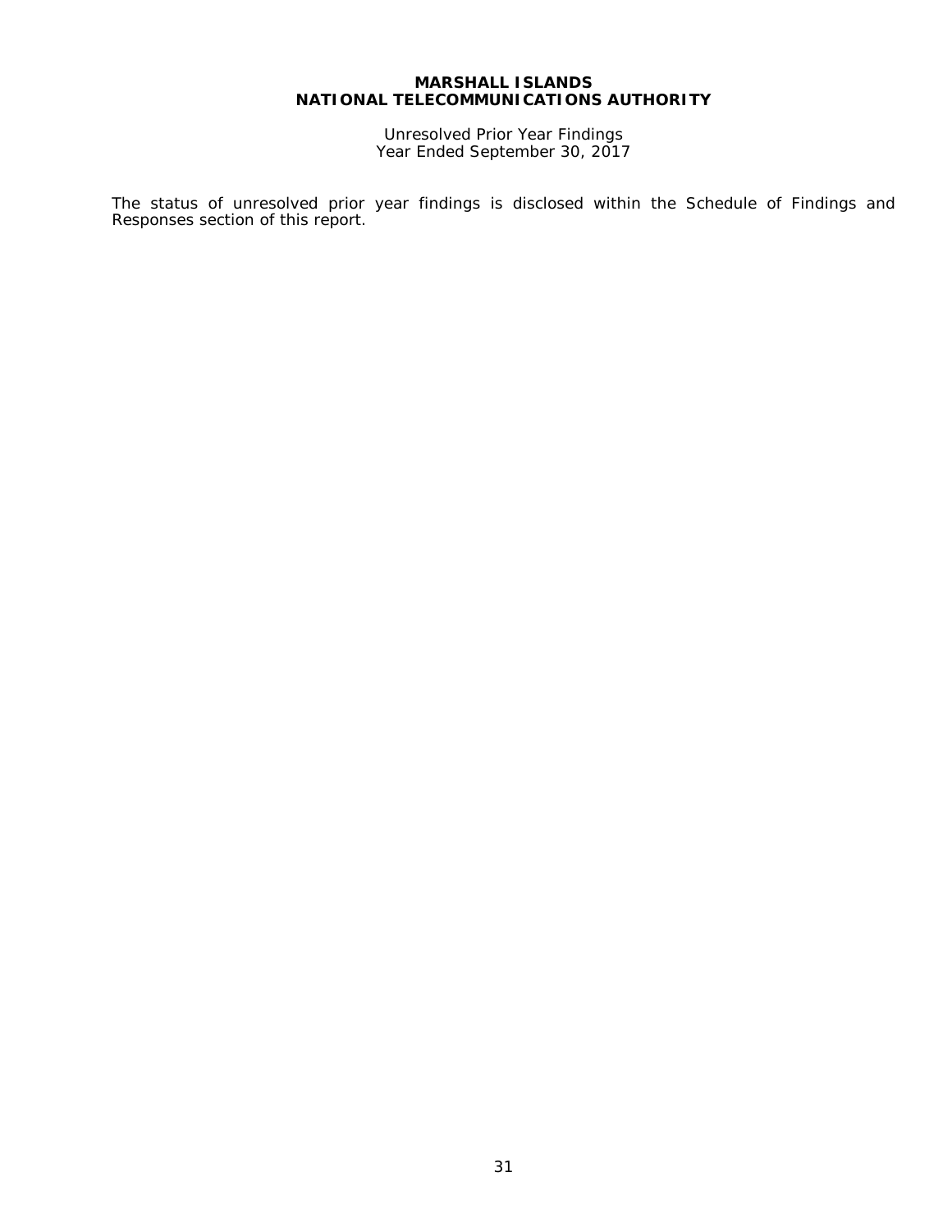# MARSHALL ISLANDS NATIONAL TELECOMMUNICATIONS AUTHORITY

Unresolved Prior Year Findings
Year Ended September 30, 2017

The status of unresolved prior year findings is disclosed within the Schedule of Findings and Responses section of this report.